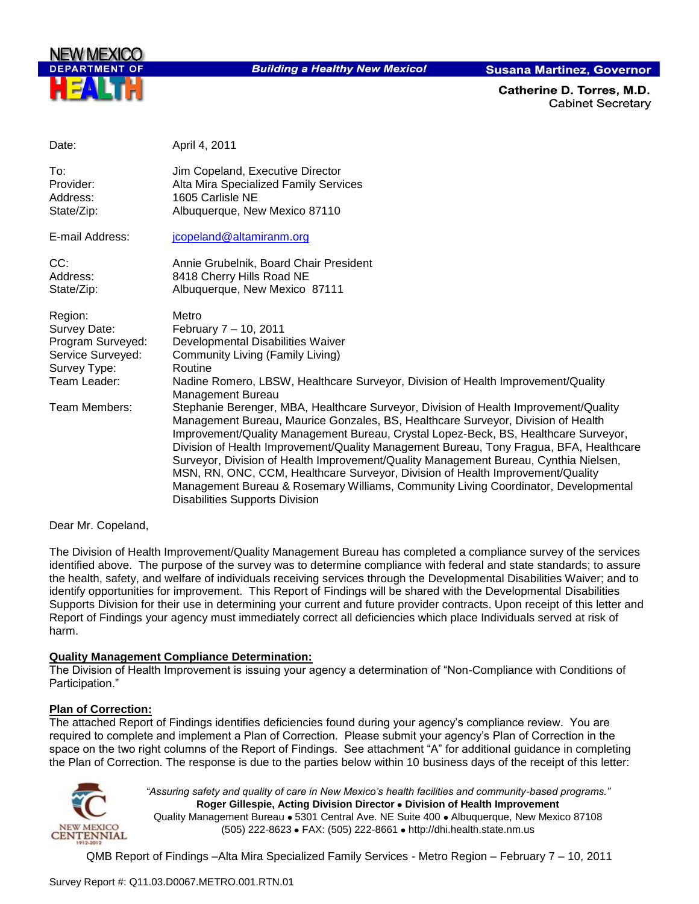NEW MEXICO DEPARTMENT OF HEALTH

*Building a Healthy New Mexico!*

**Susana Martinez, Governor**

**Catherine D. Torres, M.D.**
Cabinet Secretary

| | |
|---|---|
| Date: | April 4, 2011 |
| To: | Jim Copeland, Executive Director |
| Provider: | Alta Mira Specialized Family Services |
| Address: | 1605 Carlisle NE |
| State/Zip: | Albuquerque, New Mexico 87110 |
| E-mail Address: | jcopeland@altamiranm.org |
| CC: | Annie Grubelnik, Board Chair President |
| Address: | 8418 Cherry Hills Road NE |
| State/Zip: | Albuquerque, New Mexico 87111 |
| Region: | Metro |
| Survey Date: | February 7 – 10, 2011 |
| Program Surveyed: | Developmental Disabilities Waiver |
| Service Surveyed: | Community Living (Family Living) |
| Survey Type: | Routine |
| Team Leader: | Nadine Romero, LBSW, Healthcare Surveyor, Division of Health Improvement/Quality Management Bureau |
| Team Members: | Stephanie Berenger, MBA, Healthcare Surveyor, Division of Health Improvement/Quality Management Bureau, Maurice Gonzales, BS, Healthcare Surveyor, Division of Health Improvement/Quality Management Bureau, Crystal Lopez-Beck, BS, Healthcare Surveyor, Division of Health Improvement/Quality Management Bureau, Tony Fragua, BFA, Healthcare Surveyor, Division of Health Improvement/Quality Management Bureau, Cynthia Nielsen, MSN, RN, ONC, CCM, Healthcare Surveyor, Division of Health Improvement/Quality Management Bureau & Rosemary Williams, Community Living Coordinator, Developmental Disabilities Supports Division |

Dear Mr. Copeland,

The Division of Health Improvement/Quality Management Bureau has completed a compliance survey of the services identified above. The purpose of the survey was to determine compliance with federal and state standards; to assure the health, safety, and welfare of individuals receiving services through the Developmental Disabilities Waiver; and to identify opportunities for improvement. This Report of Findings will be shared with the Developmental Disabilities Supports Division for their use in determining your current and future provider contracts. Upon receipt of this letter and Report of Findings your agency must immediately correct all deficiencies which place Individuals served at risk of harm.

**Quality Management Compliance Determination:**

The Division of Health Improvement is issuing your agency a determination of "Non-Compliance with Conditions of Participation."

**Plan of Correction:**

The attached Report of Findings identifies deficiencies found during your agency's compliance review. You are required to complete and implement a Plan of Correction. Please submit your agency's Plan of Correction in the space on the two right columns of the Report of Findings. See attachment "A" for additional guidance in completing the Plan of Correction. The response is due to the parties below within 10 business days of the receipt of this letter:

*"Assuring safety and quality of care in New Mexico's health facilities and community-based programs."*
**Roger Gillespie, Acting Division Director • Division of Health Improvement**
Quality Management Bureau • 5301 Central Ave. NE Suite 400 • Albuquerque, New Mexico 87108
(505) 222-8623 • FAX: (505) 222-8661 • http://dhi.health.state.nm.us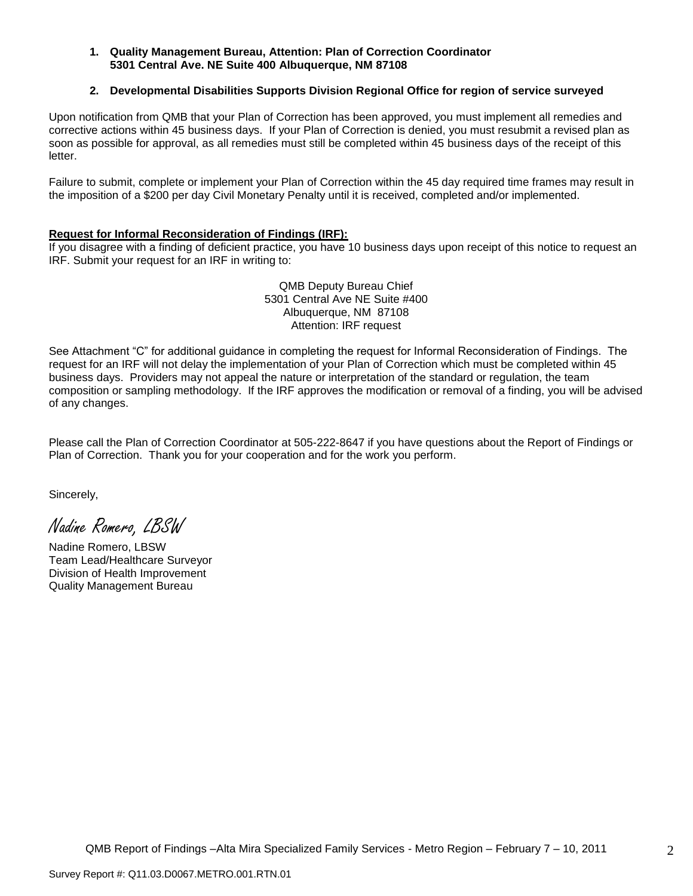1. **Quality Management Bureau, Attention: Plan of Correction Coordinator 5301 Central Ave. NE Suite 400 Albuquerque, NM 87108**

2. **Developmental Disabilities Supports Division Regional Office for region of service surveyed**

Upon notification from QMB that your Plan of Correction has been approved, you must implement all remedies and corrective actions within 45 business days. If your Plan of Correction is denied, you must resubmit a revised plan as soon as possible for approval, as all remedies must still be completed within 45 business days of the receipt of this letter.

Failure to submit, complete or implement your Plan of Correction within the 45 day required time frames may result in the imposition of a $200 per day Civil Monetary Penalty until it is received, completed and/or implemented.

**Request for Informal Reconsideration of Findings (IRF):**

If you disagree with a finding of deficient practice, you have 10 business days upon receipt of this notice to request an IRF. Submit your request for an IRF in writing to:

QMB Deputy Bureau Chief
5301 Central Ave NE Suite #400
Albuquerque, NM 87108
Attention: IRF request

See Attachment "C" for additional guidance in completing the request for Informal Reconsideration of Findings. The request for an IRF will not delay the implementation of your Plan of Correction which must be completed within 45 business days. Providers may not appeal the nature or interpretation of the standard or regulation, the team composition or sampling methodology. If the IRF approves the modification or removal of a finding, you will be advised of any changes.

Please call the Plan of Correction Coordinator at 505-222-8647 if you have questions about the Report of Findings or Plan of Correction. Thank you for your cooperation and for the work you perform.

Sincerely,

*Nadine Romero, LBSW*

Nadine Romero, LBSW
Team Lead/Healthcare Surveyor
Division of Health Improvement
Quality Management Bureau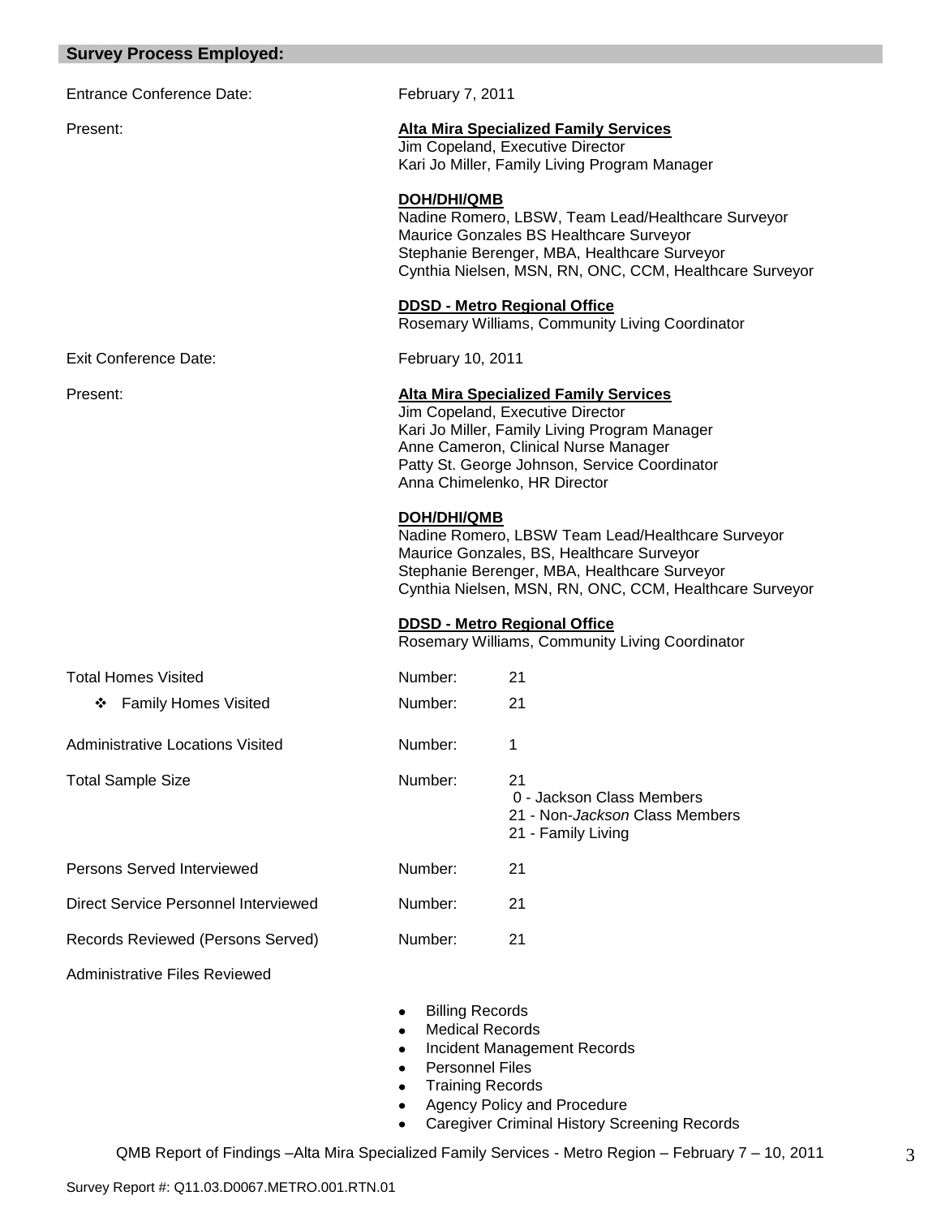## Survey Process Employed:

Entrance Conference Date: February 7, 2011

Present:

**Alta Mira Specialized Family Services**
Jim Copeland, Executive Director
Kari Jo Miller, Family Living Program Manager

**DOH/DHI/QMB**
Nadine Romero, LBSW, Team Lead/Healthcare Surveyor
Maurice Gonzales BS Healthcare Surveyor
Stephanie Berenger, MBA, Healthcare Surveyor
Cynthia Nielsen, MSN, RN, ONC, CCM, Healthcare Surveyor

**DDSD - Metro Regional Office**
Rosemary Williams, Community Living Coordinator

Exit Conference Date: February 10, 2011

Present:

**Alta Mira Specialized Family Services**
Jim Copeland, Executive Director
Kari Jo Miller, Family Living Program Manager
Anne Cameron, Clinical Nurse Manager
Patty St. George Johnson, Service Coordinator
Anna Chimelenko, HR Director

**DOH/DHI/QMB**
Nadine Romero, LBSW Team Lead/Healthcare Surveyor
Maurice Gonzales, BS, Healthcare Surveyor
Stephanie Berenger, MBA, Healthcare Surveyor
Cynthia Nielsen, MSN, RN, ONC, CCM, Healthcare Surveyor

**DDSD - Metro Regional Office**
Rosemary Williams, Community Living Coordinator

| | | |
|---|---|---|
| Total Homes Visited | Number: | 21 |
| ❖ Family Homes Visited | Number: | 21 |
| Administrative Locations Visited | Number: | 1 |
| Total Sample Size | Number: | 21<br>0 - Jackson Class Members<br>21 - Non-*Jackson* Class Members<br>21 - Family Living |
| Persons Served Interviewed | Number: | 21 |
| Direct Service Personnel Interviewed | Number: | 21 |
| Records Reviewed (Persons Served) | Number: | 21 |

Administrative Files Reviewed

- Billing Records
- Medical Records
- Incident Management Records
- Personnel Files
- Training Records
- Agency Policy and Procedure
- Caregiver Criminal History Screening Records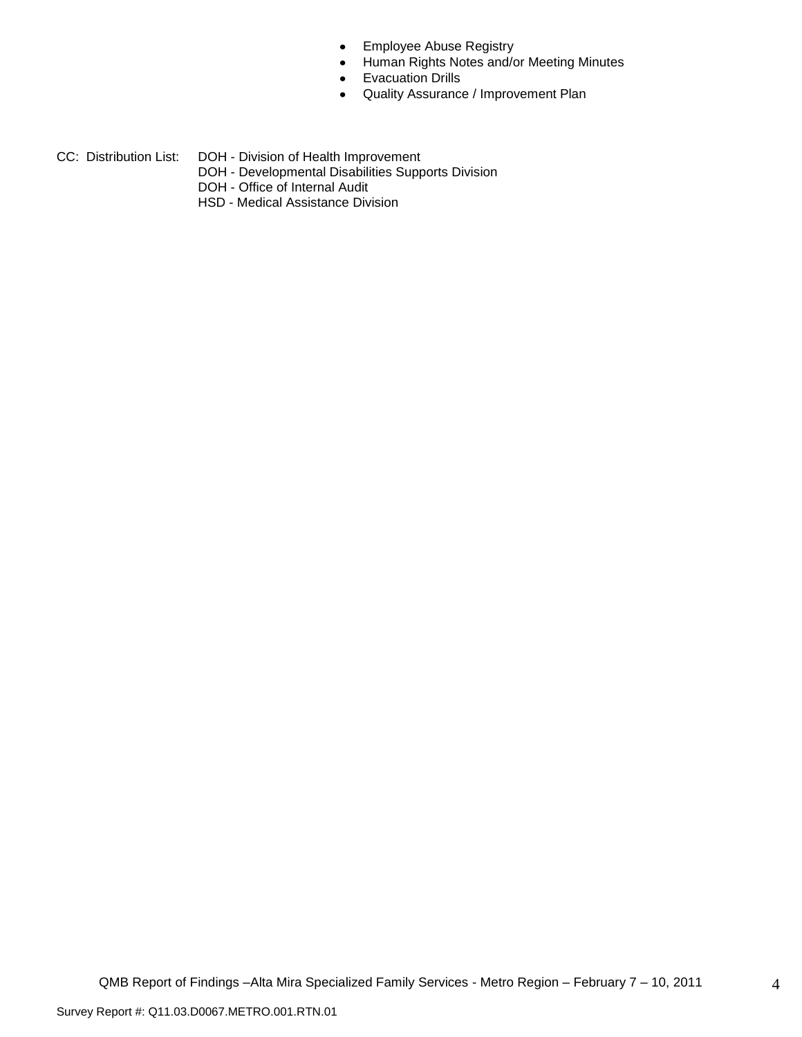- Employee Abuse Registry
- Human Rights Notes and/or Meeting Minutes
- Evacuation Drills
- Quality Assurance / Improvement Plan

CC: Distribution List: DOH - Division of Health Improvement
DOH - Developmental Disabilities Supports Division
DOH - Office of Internal Audit
HSD - Medical Assistance Division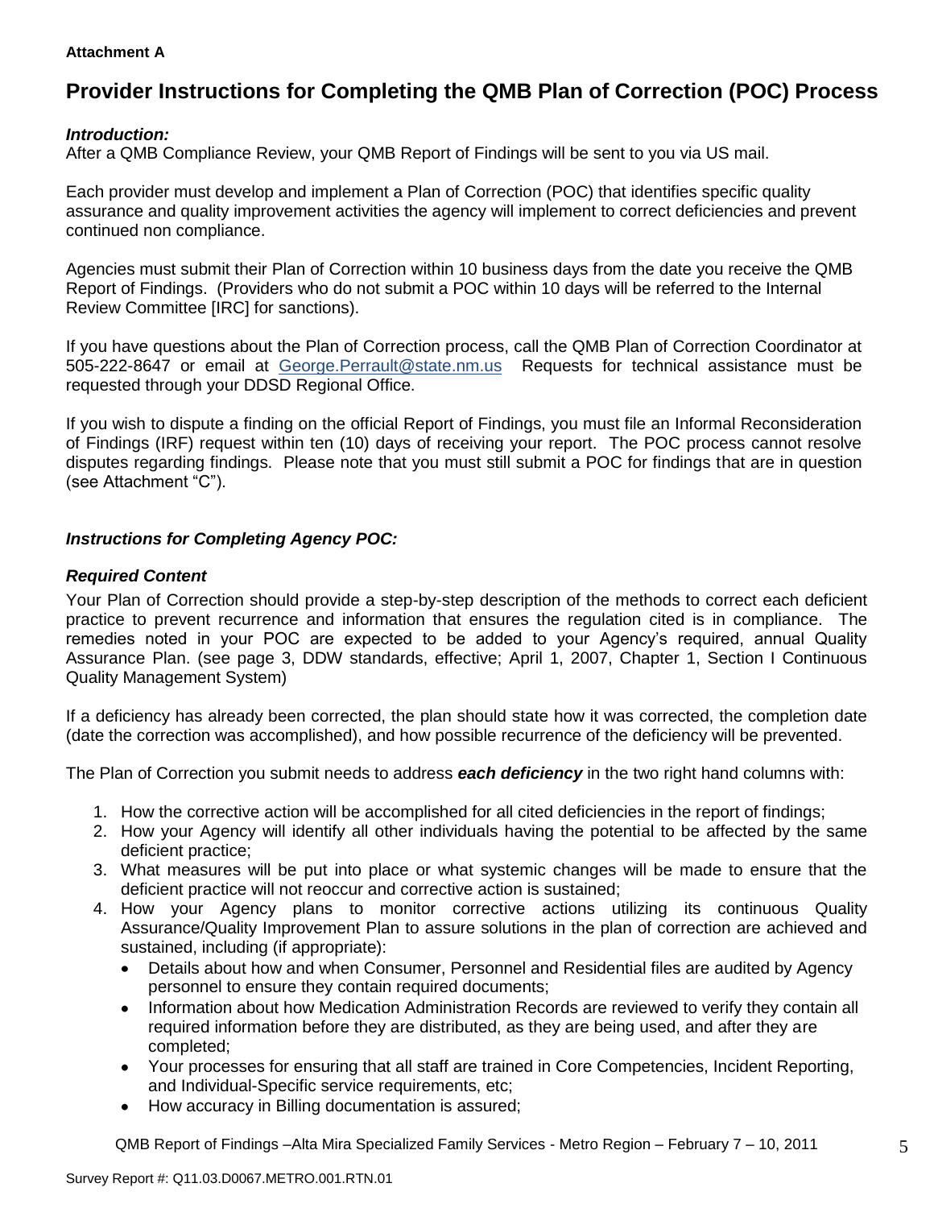**Attachment A**

# Provider Instructions for Completing the QMB Plan of Correction (POC) Process

***Introduction:***
After a QMB Compliance Review, your QMB Report of Findings will be sent to you via US mail.

Each provider must develop and implement a Plan of Correction (POC) that identifies specific quality assurance and quality improvement activities the agency will implement to correct deficiencies and prevent continued non compliance.

Agencies must submit their Plan of Correction within 10 business days from the date you receive the QMB Report of Findings. (Providers who do not submit a POC within 10 days will be referred to the Internal Review Committee [IRC] for sanctions).

If you have questions about the Plan of Correction process, call the QMB Plan of Correction Coordinator at 505-222-8647 or email at George.Perrault@state.nm.us Requests for technical assistance must be requested through your DDSD Regional Office.

If you wish to dispute a finding on the official Report of Findings, you must file an Informal Reconsideration of Findings (IRF) request within ten (10) days of receiving your report. The POC process cannot resolve disputes regarding findings. Please note that you must still submit a POC for findings that are in question (see Attachment "C").

***Instructions for Completing Agency POC:***

***Required Content***
Your Plan of Correction should provide a step-by-step description of the methods to correct each deficient practice to prevent recurrence and information that ensures the regulation cited is in compliance. The remedies noted in your POC are expected to be added to your Agency's required, annual Quality Assurance Plan. (see page 3, DDW standards, effective; April 1, 2007, Chapter 1, Section I Continuous Quality Management System)

If a deficiency has already been corrected, the plan should state how it was corrected, the completion date (date the correction was accomplished), and how possible recurrence of the deficiency will be prevented.

The Plan of Correction you submit needs to address ***each deficiency*** in the two right hand columns with:

1. How the corrective action will be accomplished for all cited deficiencies in the report of findings;
2. How your Agency will identify all other individuals having the potential to be affected by the same deficient practice;
3. What measures will be put into place or what systemic changes will be made to ensure that the deficient practice will not reoccur and corrective action is sustained;
4. How your Agency plans to monitor corrective actions utilizing its continuous Quality Assurance/Quality Improvement Plan to assure solutions in the plan of correction are achieved and sustained, including (if appropriate):
   - Details about how and when Consumer, Personnel and Residential files are audited by Agency personnel to ensure they contain required documents;
   - Information about how Medication Administration Records are reviewed to verify they contain all required information before they are distributed, as they are being used, and after they are completed;
   - Your processes for ensuring that all staff are trained in Core Competencies, Incident Reporting, and Individual-Specific service requirements, etc;
   - How accuracy in Billing documentation is assured;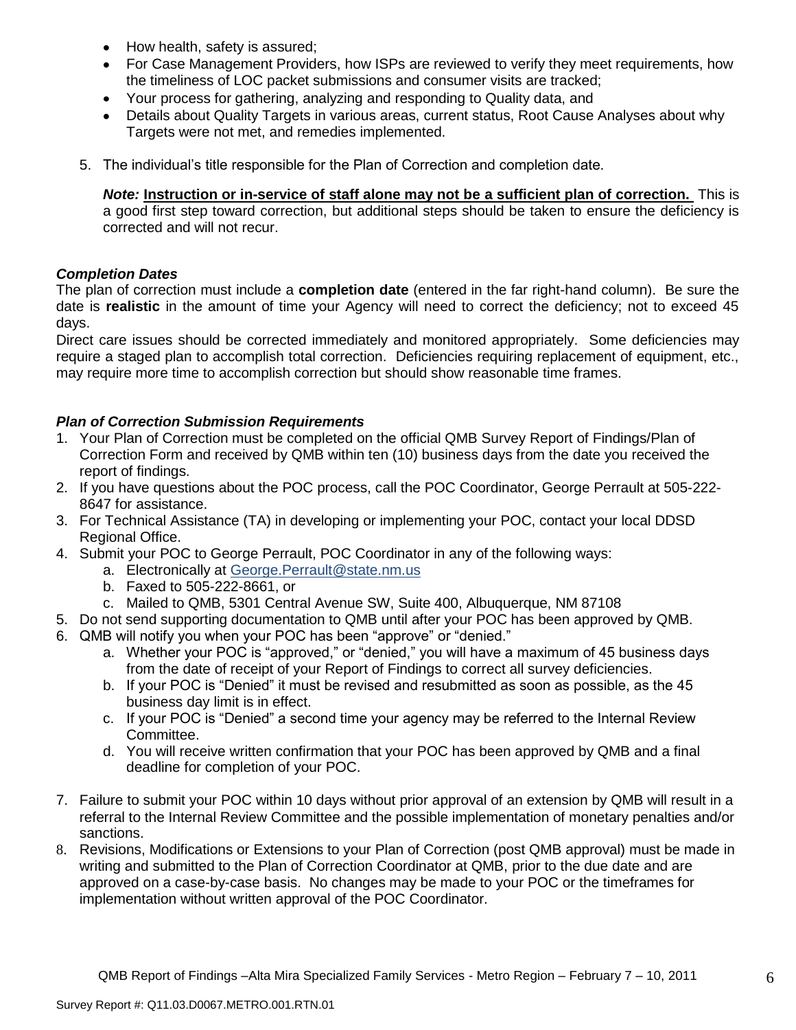- How health, safety is assured;
- For Case Management Providers, how ISPs are reviewed to verify they meet requirements, how the timeliness of LOC packet submissions and consumer visits are tracked;
- Your process for gathering, analyzing and responding to Quality data, and
- Details about Quality Targets in various areas, current status, Root Cause Analyses about why Targets were not met, and remedies implemented.

5. The individual's title responsible for the Plan of Correction and completion date.

   ***Note:*** **<u>Instruction or in-service of staff alone may not be a sufficient plan of correction.</u>** This is a good first step toward correction, but additional steps should be taken to ensure the deficiency is corrected and will not recur.

### *Completion Dates*

The plan of correction must include a **completion date** (entered in the far right-hand column). Be sure the date is **realistic** in the amount of time your Agency will need to correct the deficiency; not to exceed 45 days.

Direct care issues should be corrected immediately and monitored appropriately. Some deficiencies may require a staged plan to accomplish total correction. Deficiencies requiring replacement of equipment, etc., may require more time to accomplish correction but should show reasonable time frames.

### *Plan of Correction Submission Requirements*

1. Your Plan of Correction must be completed on the official QMB Survey Report of Findings/Plan of Correction Form and received by QMB within ten (10) business days from the date you received the report of findings.
2. If you have questions about the POC process, call the POC Coordinator, George Perrault at 505-222-8647 for assistance.
3. For Technical Assistance (TA) in developing or implementing your POC, contact your local DDSD Regional Office.
4. Submit your POC to George Perrault, POC Coordinator in any of the following ways:
   a. Electronically at George.Perrault@state.nm.us
   b. Faxed to 505-222-8661, or
   c. Mailed to QMB, 5301 Central Avenue SW, Suite 400, Albuquerque, NM 87108
5. Do not send supporting documentation to QMB until after your POC has been approved by QMB.
6. QMB will notify you when your POC has been "approve" or "denied."
   a. Whether your POC is "approved," or "denied," you will have a maximum of 45 business days from the date of receipt of your Report of Findings to correct all survey deficiencies.
   b. If your POC is "Denied" it must be revised and resubmitted as soon as possible, as the 45 business day limit is in effect.
   c. If your POC is "Denied" a second time your agency may be referred to the Internal Review Committee.
   d. You will receive written confirmation that your POC has been approved by QMB and a final deadline for completion of your POC.
7. Failure to submit your POC within 10 days without prior approval of an extension by QMB will result in a referral to the Internal Review Committee and the possible implementation of monetary penalties and/or sanctions.
8. Revisions, Modifications or Extensions to your Plan of Correction (post QMB approval) must be made in writing and submitted to the Plan of Correction Coordinator at QMB, prior to the due date and are approved on a case-by-case basis. No changes may be made to your POC or the timeframes for implementation without written approval of the POC Coordinator.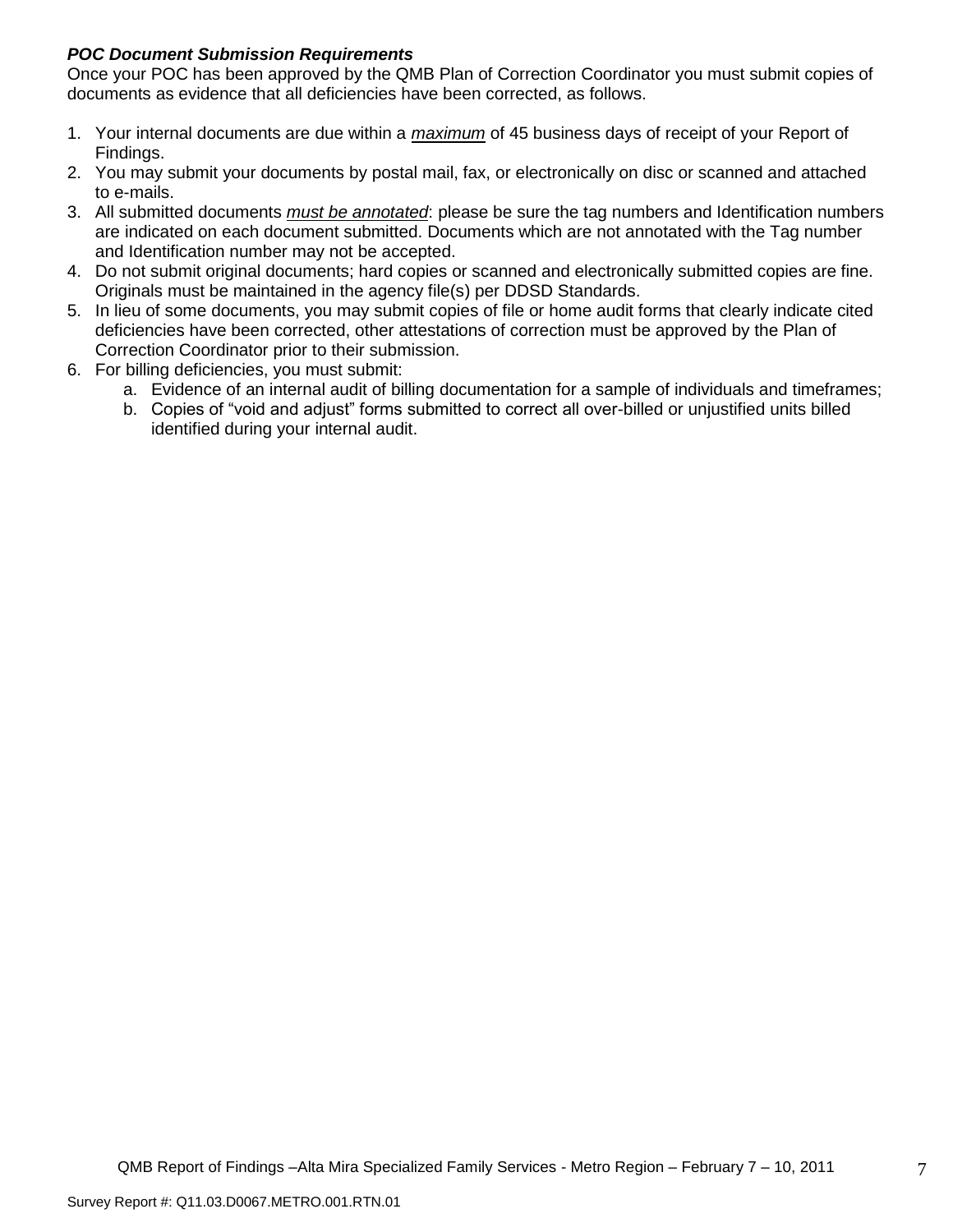***POC Document Submission Requirements***

Once your POC has been approved by the QMB Plan of Correction Coordinator you must submit copies of documents as evidence that all deficiencies have been corrected, as follows.

1. Your internal documents are due within a ***maximum*** of 45 business days of receipt of your Report of Findings.
2. You may submit your documents by postal mail, fax, or electronically on disc or scanned and attached to e-mails.
3. All submitted documents ***must be annotated***: please be sure the tag numbers and Identification numbers are indicated on each document submitted. Documents which are not annotated with the Tag number and Identification number may not be accepted.
4. Do not submit original documents; hard copies or scanned and electronically submitted copies are fine. Originals must be maintained in the agency file(s) per DDSD Standards.
5. In lieu of some documents, you may submit copies of file or home audit forms that clearly indicate cited deficiencies have been corrected, other attestations of correction must be approved by the Plan of Correction Coordinator prior to their submission.
6. For billing deficiencies, you must submit:
   a. Evidence of an internal audit of billing documentation for a sample of individuals and timeframes;
   b. Copies of "void and adjust" forms submitted to correct all over-billed or unjustified units billed identified during your internal audit.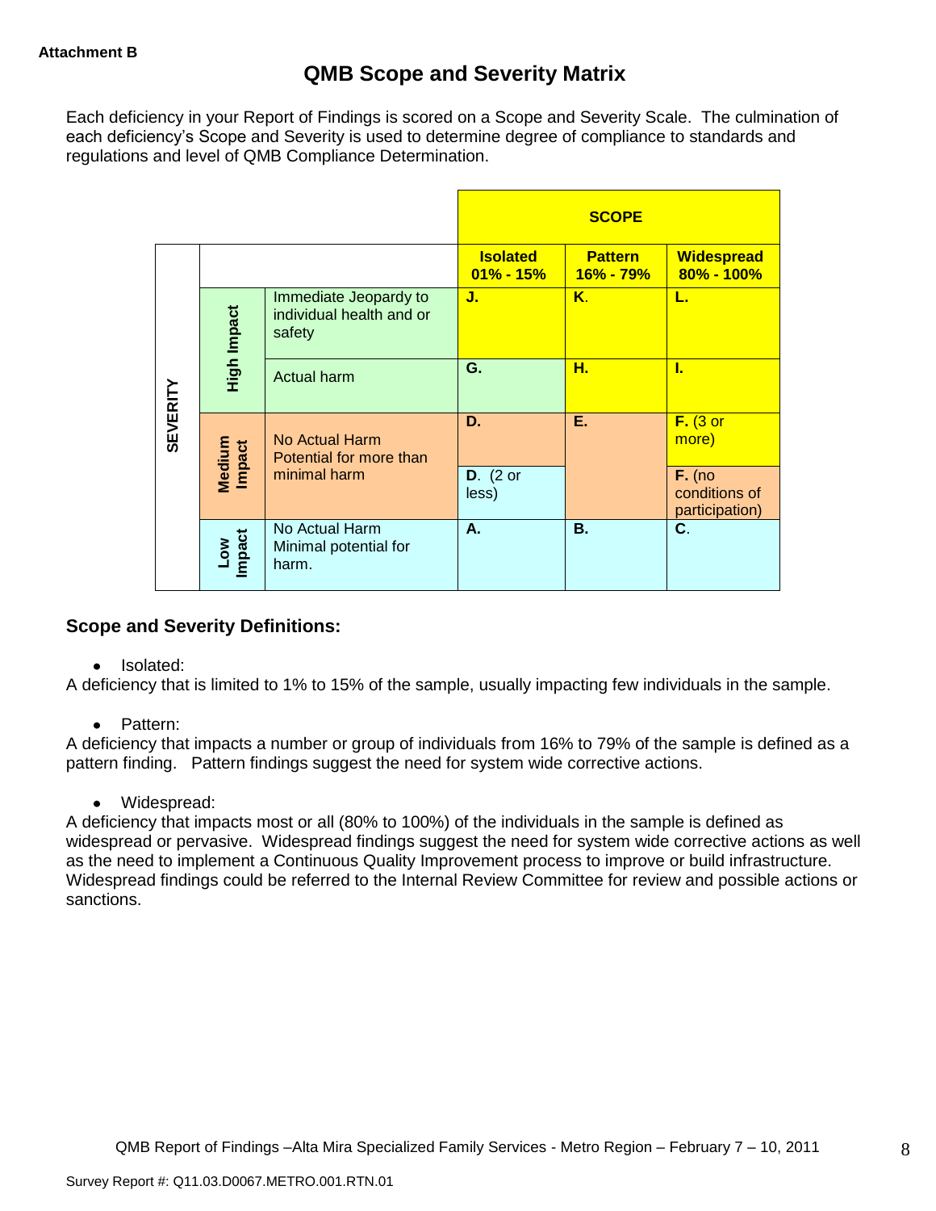Attachment B

# QMB Scope and Severity Matrix

Each deficiency in your Report of Findings is scored on a Scope and Severity Scale. The culmination of each deficiency's Scope and Severity is used to determine degree of compliance to standards and regulations and level of QMB Compliance Determination.

| | | | SCOPE | | |
|---|---|---|---|---|---|
| SEVERITY | | | **Isolated 01% - 15%** | **Pattern 16% - 79%** | **Widespread 80% - 100%** |
| | High Impact | Immediate Jeopardy to individual health and or safety | **J.** | **K.** | **L.** |
| | High Impact | Actual harm | **G.** | **H.** | **I.** |
| | Medium Impact | No Actual Harm Potential for more than minimal harm | **D.** | **E.** | **F.** (3 or more) |
| | Medium Impact | | **D.** (2 or less) | | **F.** (no conditions of participation) |
| | Low Impact | No Actual Harm Minimal potential for harm. | **A.** | **B.** | **C.** |

## Scope and Severity Definitions:

- Isolated:

A deficiency that is limited to 1% to 15% of the sample, usually impacting few individuals in the sample.

- Pattern:

A deficiency that impacts a number or group of individuals from 16% to 79% of the sample is defined as a pattern finding. Pattern findings suggest the need for system wide corrective actions.

- Widespread:

A deficiency that impacts most or all (80% to 100%) of the individuals in the sample is defined as widespread or pervasive. Widespread findings suggest the need for system wide corrective actions as well as the need to implement a Continuous Quality Improvement process to improve or build infrastructure. Widespread findings could be referred to the Internal Review Committee for review and possible actions or sanctions.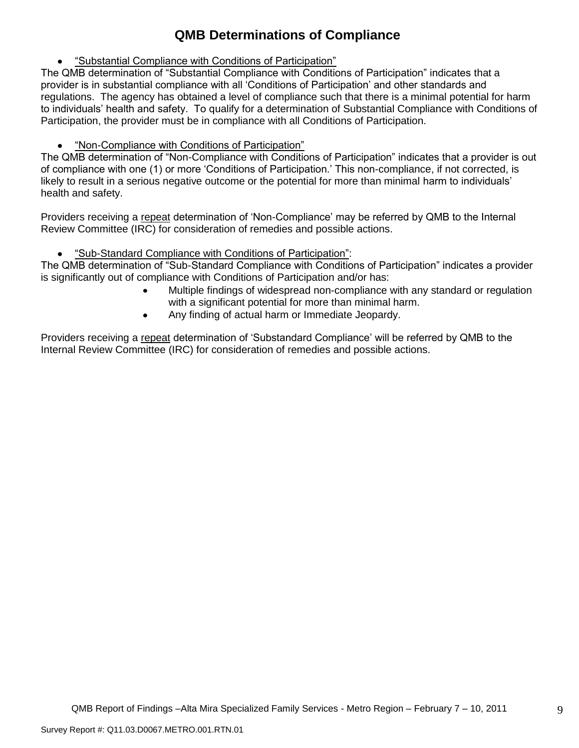# QMB Determinations of Compliance

- "Substantial Compliance with Conditions of Participation"

The QMB determination of "Substantial Compliance with Conditions of Participation" indicates that a provider is in substantial compliance with all 'Conditions of Participation' and other standards and regulations. The agency has obtained a level of compliance such that there is a minimal potential for harm to individuals' health and safety. To qualify for a determination of Substantial Compliance with Conditions of Participation, the provider must be in compliance with all Conditions of Participation.

- "Non-Compliance with Conditions of Participation"

The QMB determination of "Non-Compliance with Conditions of Participation" indicates that a provider is out of compliance with one (1) or more 'Conditions of Participation.' This non-compliance, if not corrected, is likely to result in a serious negative outcome or the potential for more than minimal harm to individuals' health and safety.

Providers receiving a repeat determination of 'Non-Compliance' may be referred by QMB to the Internal Review Committee (IRC) for consideration of remedies and possible actions.

- "Sub-Standard Compliance with Conditions of Participation":

The QMB determination of "Sub-Standard Compliance with Conditions of Participation" indicates a provider is significantly out of compliance with Conditions of Participation and/or has:

- Multiple findings of widespread non-compliance with any standard or regulation with a significant potential for more than minimal harm.
- Any finding of actual harm or Immediate Jeopardy.

Providers receiving a repeat determination of 'Substandard Compliance' will be referred by QMB to the Internal Review Committee (IRC) for consideration of remedies and possible actions.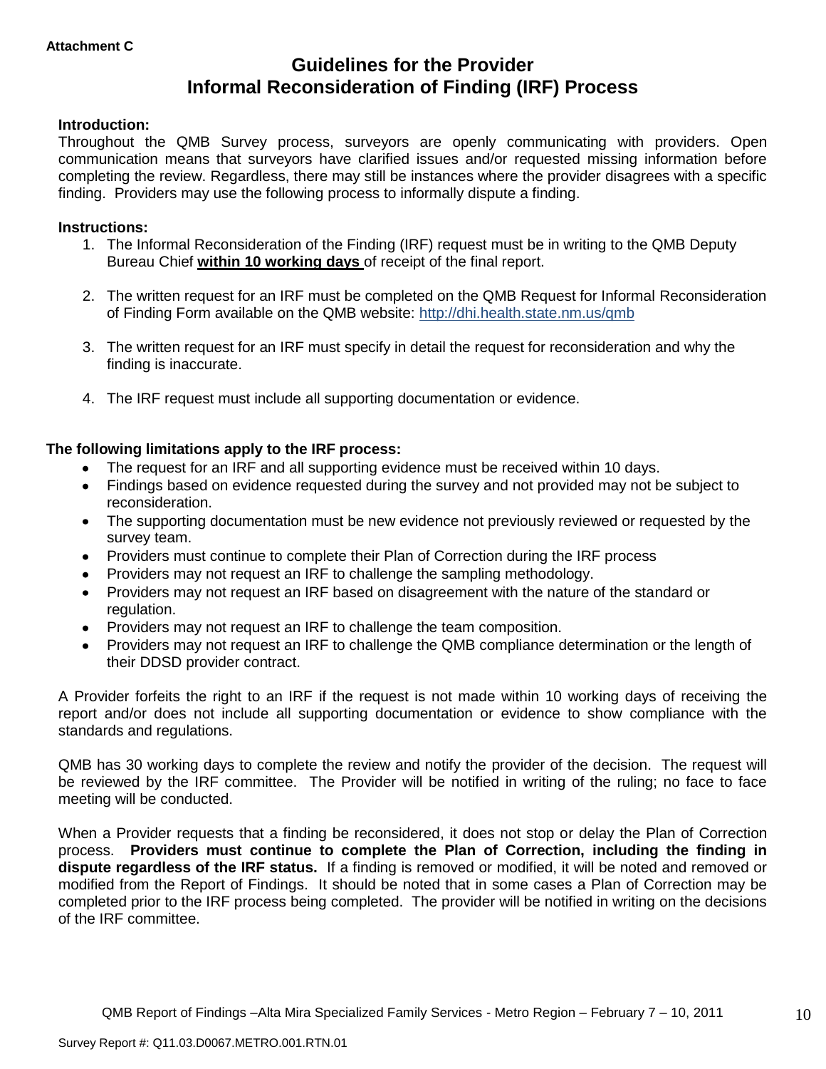**Attachment C**

# Guidelines for the Provider Informal Reconsideration of Finding (IRF) Process

**Introduction:**

Throughout the QMB Survey process, surveyors are openly communicating with providers. Open communication means that surveyors have clarified issues and/or requested missing information before completing the review. Regardless, there may still be instances where the provider disagrees with a specific finding. Providers may use the following process to informally dispute a finding.

**Instructions:**

1. The Informal Reconsideration of the Finding (IRF) request must be in writing to the QMB Deputy Bureau Chief **within 10 working days** of receipt of the final report.

2. The written request for an IRF must be completed on the QMB Request for Informal Reconsideration of Finding Form available on the QMB website: http://dhi.health.state.nm.us/qmb

3. The written request for an IRF must specify in detail the request for reconsideration and why the finding is inaccurate.

4. The IRF request must include all supporting documentation or evidence.

**The following limitations apply to the IRF process:**

- The request for an IRF and all supporting evidence must be received within 10 days.
- Findings based on evidence requested during the survey and not provided may not be subject to reconsideration.
- The supporting documentation must be new evidence not previously reviewed or requested by the survey team.
- Providers must continue to complete their Plan of Correction during the IRF process
- Providers may not request an IRF to challenge the sampling methodology.
- Providers may not request an IRF based on disagreement with the nature of the standard or regulation.
- Providers may not request an IRF to challenge the team composition.
- Providers may not request an IRF to challenge the QMB compliance determination or the length of their DDSD provider contract.

A Provider forfeits the right to an IRF if the request is not made within 10 working days of receiving the report and/or does not include all supporting documentation or evidence to show compliance with the standards and regulations.

QMB has 30 working days to complete the review and notify the provider of the decision. The request will be reviewed by the IRF committee. The Provider will be notified in writing of the ruling; no face to face meeting will be conducted.

When a Provider requests that a finding be reconsidered, it does not stop or delay the Plan of Correction process. **Providers must continue to complete the Plan of Correction, including the finding in dispute regardless of the IRF status.** If a finding is removed or modified, it will be noted and removed or modified from the Report of Findings. It should be noted that in some cases a Plan of Correction may be completed prior to the IRF process being completed. The provider will be notified in writing on the decisions of the IRF committee.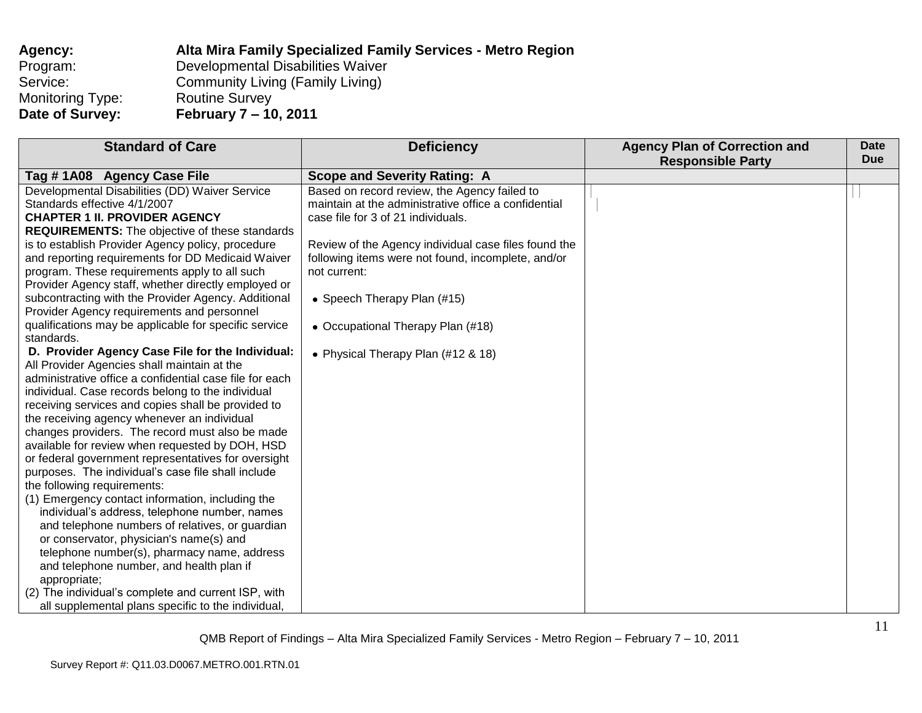**Agency:** **Alta Mira Family Specialized Family Services - Metro Region**
Program: Developmental Disabilities Waiver
Service: Community Living (Family Living)
Monitoring Type: Routine Survey
**Date of Survey:** **February 7 – 10, 2011**

| Standard of Care | Deficiency | Agency Plan of Correction and Responsible Party | Date Due |
|---|---|---|---|
| **Tag # 1A08 Agency Case File** | **Scope and Severity Rating: A** | | |
| Developmental Disabilities (DD) Waiver Service Standards effective 4/1/2007<br>**CHAPTER 1 II. PROVIDER AGENCY REQUIREMENTS:** The objective of these standards is to establish Provider Agency policy, procedure and reporting requirements for DD Medicaid Waiver program. These requirements apply to all such Provider Agency staff, whether directly employed or subcontracting with the Provider Agency. Additional Provider Agency requirements and personnel qualifications may be applicable for specific service standards.<br>**D. Provider Agency Case File for the Individual:** All Provider Agencies shall maintain at the administrative office a confidential case file for each individual. Case records belong to the individual receiving services and copies shall be provided to the receiving agency whenever an individual changes providers. The record must also be made available for review when requested by DOH, HSD or federal government representatives for oversight purposes. The individual's case file shall include the following requirements:<br>(1) Emergency contact information, including the individual's address, telephone number, names and telephone numbers of relatives, or guardian or conservator, physician's name(s) and telephone number(s), pharmacy name, address and telephone number, and health plan if appropriate;<br>(2) The individual's complete and current ISP, with all supplemental plans specific to the individual, | Based on record review, the Agency failed to maintain at the administrative office a confidential case file for 3 of 21 individuals.<br><br>Review of the Agency individual case files found the following items were not found, incomplete, and/or not current:<br><br>• Speech Therapy Plan (#15)<br><br>• Occupational Therapy Plan (#18)<br><br>• Physical Therapy Plan (#12 & 18) | | |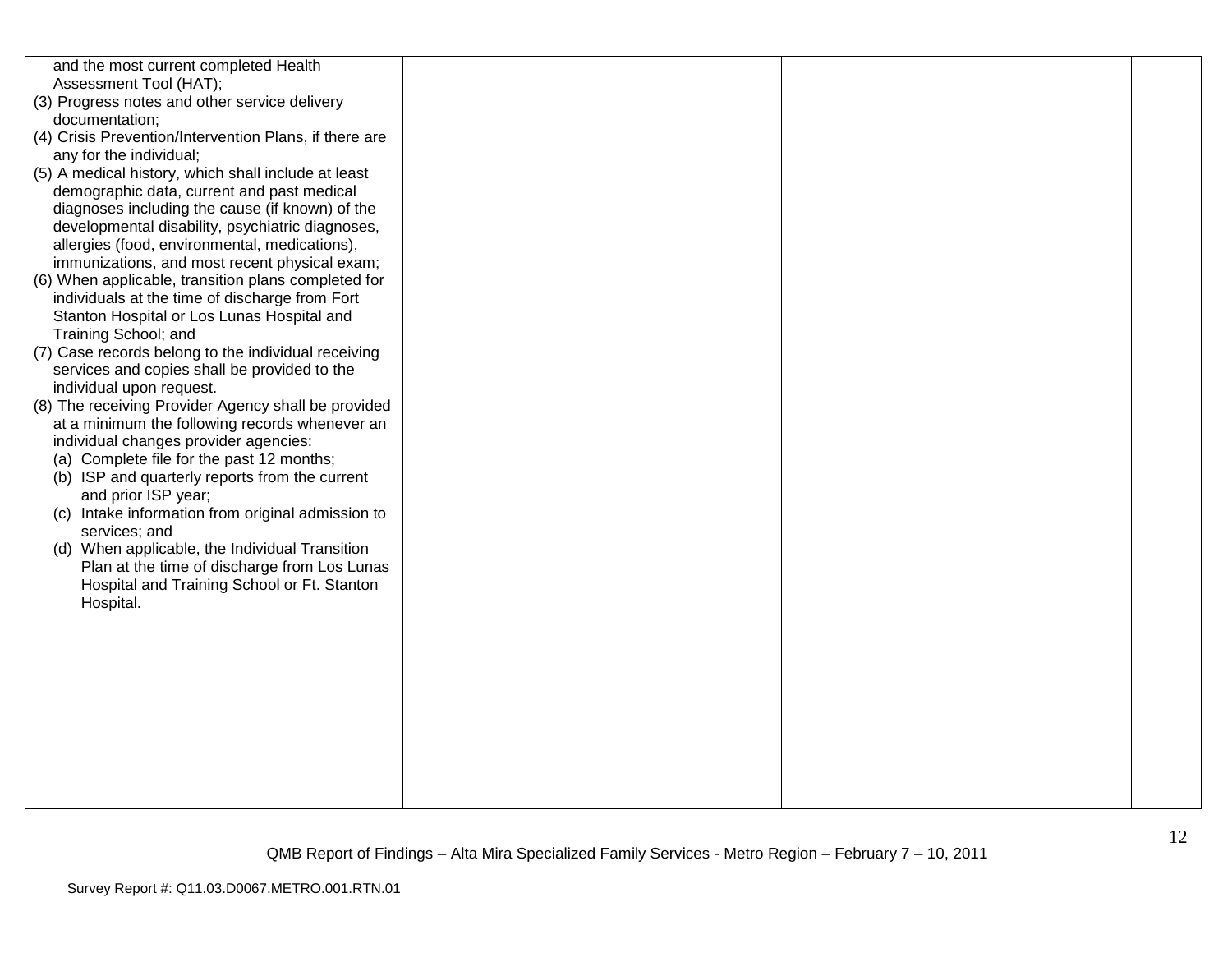| | | | |
|---|---|---|---|
| and the most current completed Health Assessment Tool (HAT);<br>(3) Progress notes and other service delivery documentation;<br>(4) Crisis Prevention/Intervention Plans, if there are any for the individual;<br>(5) A medical history, which shall include at least demographic data, current and past medical diagnoses including the cause (if known) of the developmental disability, psychiatric diagnoses, allergies (food, environmental, medications), immunizations, and most recent physical exam;<br>(6) When applicable, transition plans completed for individuals at the time of discharge from Fort Stanton Hospital or Los Lunas Hospital and Training School; and<br>(7) Case records belong to the individual receiving services and copies shall be provided to the individual upon request.<br>(8) The receiving Provider Agency shall be provided at a minimum the following records whenever an individual changes provider agencies:<br>(a) Complete file for the past 12 months;<br>(b) ISP and quarterly reports from the current and prior ISP year;<br>(c) Intake information from original admission to services; and<br>(d) When applicable, the Individual Transition Plan at the time of discharge from Los Lunas Hospital and Training School or Ft. Stanton Hospital. | | | |

QMB Report of Findings – Alta Mira Specialized Family Services - Metro Region – February 7 – 10, 2011

Survey Report #: Q11.03.D0067.METRO.001.RTN.01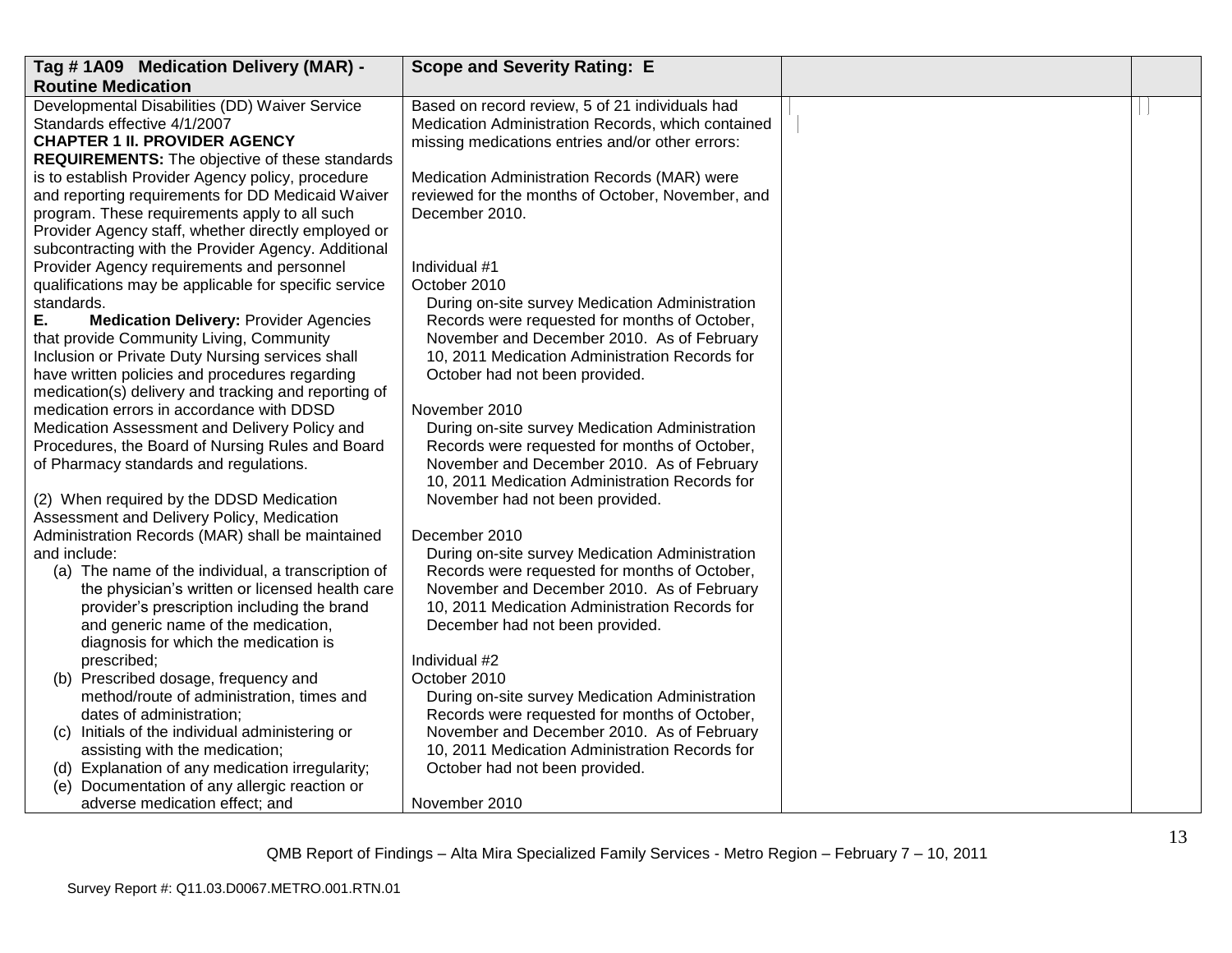| Tag # 1A09 Medication Delivery (MAR) - Routine Medication | Scope and Severity Rating: E | | |
|---|---|---|---|
| Developmental Disabilities (DD) Waiver Service Standards effective 4/1/2007<br>**CHAPTER 1 II. PROVIDER AGENCY REQUIREMENTS:** The objective of these standards is to establish Provider Agency policy, procedure and reporting requirements for DD Medicaid Waiver program. These requirements apply to all such Provider Agency staff, whether directly employed or subcontracting with the Provider Agency. Additional Provider Agency requirements and personnel qualifications may be applicable for specific service standards.<br>**E. Medication Delivery:** Provider Agencies that provide Community Living, Community Inclusion or Private Duty Nursing services shall have written policies and procedures regarding medication(s) delivery and tracking and reporting of medication errors in accordance with DDSD Medication Assessment and Delivery Policy and Procedures, the Board of Nursing Rules and Board of Pharmacy standards and regulations.<br><br>(2) When required by the DDSD Medication Assessment and Delivery Policy, Medication Administration Records (MAR) shall be maintained and include:<br>(a) The name of the individual, a transcription of the physician's written or licensed health care provider's prescription including the brand and generic name of the medication, diagnosis for which the medication is prescribed;<br>(b) Prescribed dosage, frequency and method/route of administration, times and dates of administration;<br>(c) Initials of the individual administering or assisting with the medication;<br>(d) Explanation of any medication irregularity;<br>(e) Documentation of any allergic reaction or adverse medication effect; and | Based on record review, 5 of 21 individuals had Medication Administration Records, which contained missing medications entries and/or other errors:<br><br>Medication Administration Records (MAR) were reviewed for the months of October, November, and December 2010.<br><br>Individual #1<br>October 2010<br>During on-site survey Medication Administration Records were requested for months of October, November and December 2010. As of February 10, 2011 Medication Administration Records for October had not been provided.<br><br>November 2010<br>During on-site survey Medication Administration Records were requested for months of October, November and December 2010. As of February 10, 2011 Medication Administration Records for November had not been provided.<br><br>December 2010<br>During on-site survey Medication Administration Records were requested for months of October, November and December 2010. As of February 10, 2011 Medication Administration Records for December had not been provided.<br><br>Individual #2<br>October 2010<br>During on-site survey Medication Administration Records were requested for months of October, November and December 2010. As of February 10, 2011 Medication Administration Records for October had not been provided.<br><br>November 2010 | | |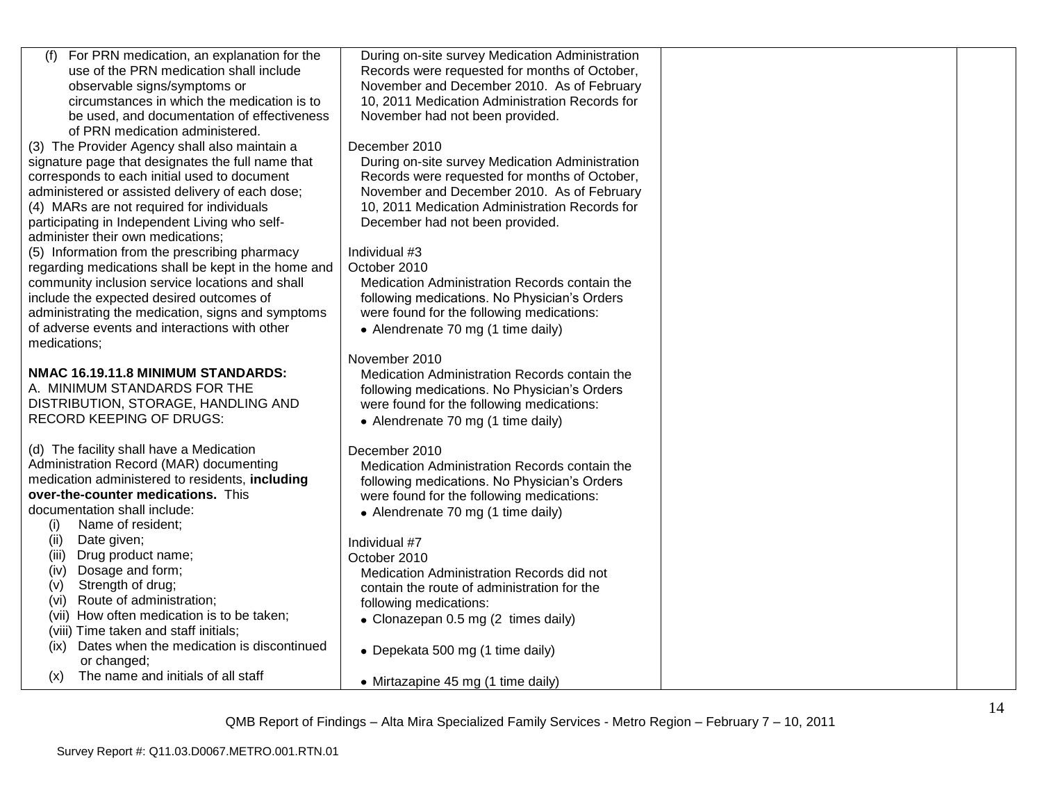| | | | |
|---|---|---|---|
| (f) For PRN medication, an explanation for the use of the PRN medication shall include observable signs/symptoms or circumstances in which the medication is to be used, and documentation of effectiveness of PRN medication administered.<br>(3) The Provider Agency shall also maintain a signature page that designates the full name that corresponds to each initial used to document administered or assisted delivery of each dose;<br>(4) MARs are not required for individuals participating in Independent Living who self-administer their own medications;<br>(5) Information from the prescribing pharmacy regarding medications shall be kept in the home and community inclusion service locations and shall include the expected desired outcomes of administrating the medication, signs and symptoms of adverse events and interactions with other medications;<br><br>**NMAC 16.19.11.8 MINIMUM STANDARDS:**<br>A. MINIMUM STANDARDS FOR THE DISTRIBUTION, STORAGE, HANDLING AND RECORD KEEPING OF DRUGS:<br><br>(d) The facility shall have a Medication Administration Record (MAR) documenting medication administered to residents, **including over-the-counter medications.** This documentation shall include:<br>(i) Name of resident;<br>(ii) Date given;<br>(iii) Drug product name;<br>(iv) Dosage and form;<br>(v) Strength of drug;<br>(vi) Route of administration;<br>(vii) How often medication is to be taken;<br>(viii) Time taken and staff initials;<br>(ix) Dates when the medication is discontinued or changed;<br>(x) The name and initials of all staff | During on-site survey Medication Administration Records were requested for months of October, November and December 2010. As of February 10, 2011 Medication Administration Records for November had not been provided.<br><br>December 2010<br>During on-site survey Medication Administration Records were requested for months of October, November and December 2010. As of February 10, 2011 Medication Administration Records for December had not been provided.<br><br>Individual #3<br>October 2010<br>Medication Administration Records contain the following medications. No Physician's Orders were found for the following medications:<br>• Alendrenate 70 mg (1 time daily)<br><br>November 2010<br>Medication Administration Records contain the following medications. No Physician's Orders were found for the following medications:<br>• Alendrenate 70 mg (1 time daily)<br><br>December 2010<br>Medication Administration Records contain the following medications. No Physician's Orders were found for the following medications:<br>• Alendrenate 70 mg (1 time daily)<br><br>Individual #7<br>October 2010<br>Medication Administration Records did not contain the route of administration for the following medications:<br>• Clonazepan 0.5 mg (2 times daily)<br><br>• Depekata 500 mg (1 time daily)<br><br>• Mirtazapine 45 mg (1 time daily) | | |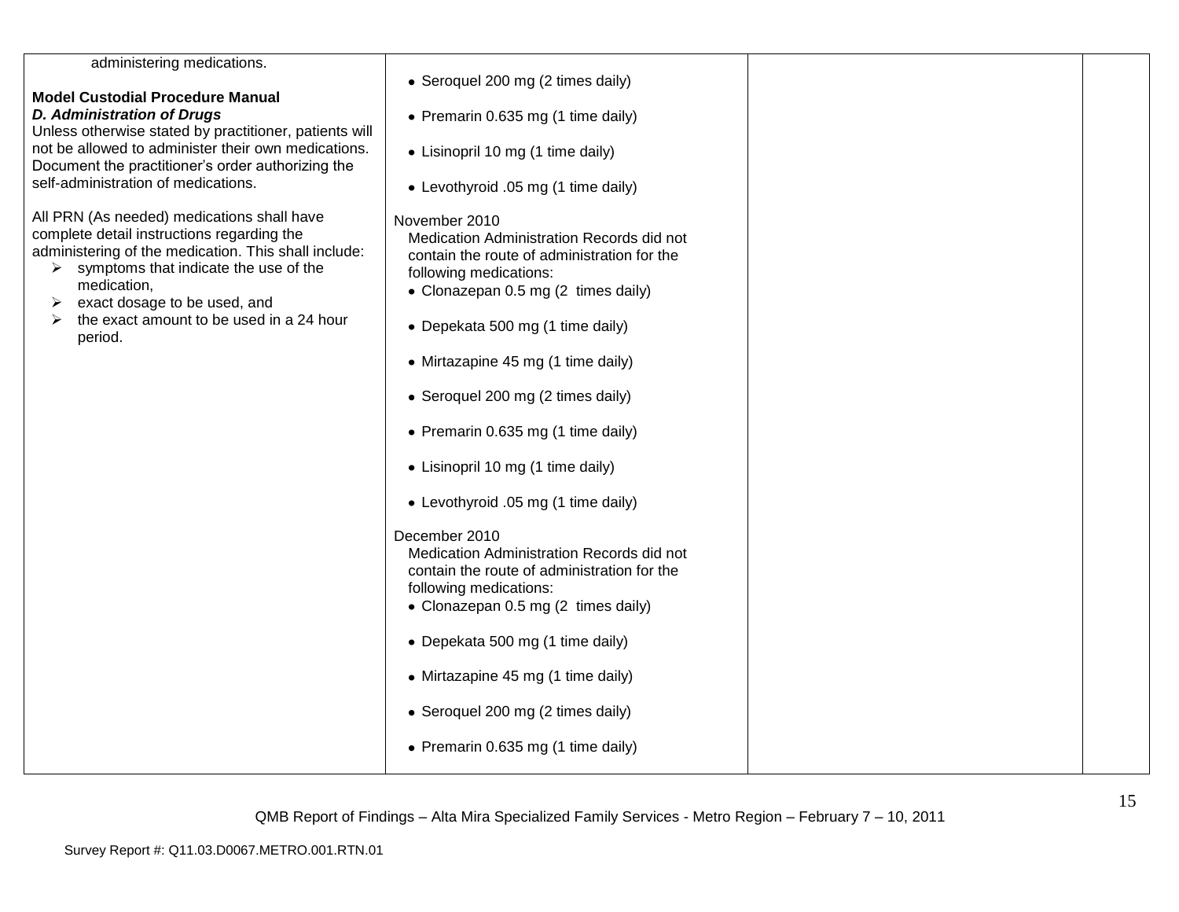| | | | |
|---|---|---|---|
| administering medications.<br><br>**Model Custodial Procedure Manual**<br>***D. Administration of Drugs***<br>Unless otherwise stated by practitioner, patients will not be allowed to administer their own medications. Document the practitioner's order authorizing the self-administration of medications.<br><br>All PRN (As needed) medications shall have complete detail instructions regarding the administering of the medication. This shall include:<br>➢ symptoms that indicate the use of the medication,<br>➢ exact dosage to be used, and<br>➢ the exact amount to be used in a 24 hour period. | • Seroquel 200 mg (2 times daily)<br>• Premarin 0.635 mg (1 time daily)<br>• Lisinopril 10 mg (1 time daily)<br>• Levothyroid .05 mg (1 time daily)<br><br>November 2010<br>Medication Administration Records did not contain the route of administration for the following medications:<br>• Clonazepan 0.5 mg (2 times daily)<br>• Depekata 500 mg (1 time daily)<br>• Mirtazapine 45 mg (1 time daily)<br>• Seroquel 200 mg (2 times daily)<br>• Premarin 0.635 mg (1 time daily)<br>• Lisinopril 10 mg (1 time daily)<br>• Levothyroid .05 mg (1 time daily)<br><br>December 2010<br>Medication Administration Records did not contain the route of administration for the following medications:<br>• Clonazepan 0.5 mg (2 times daily)<br>• Depekata 500 mg (1 time daily)<br>• Mirtazapine 45 mg (1 time daily)<br>• Seroquel 200 mg (2 times daily)<br>• Premarin 0.635 mg (1 time daily) | | |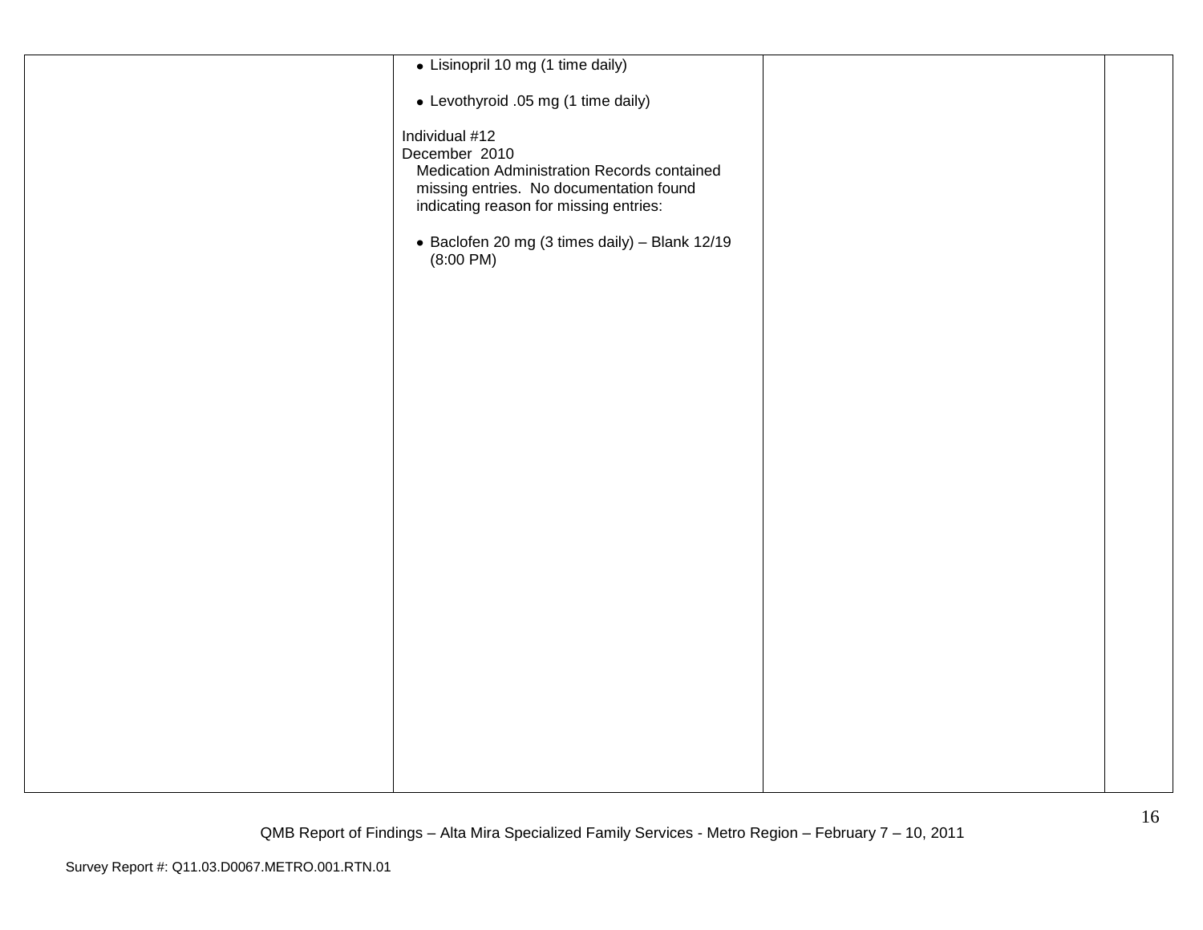|  |  |  |  |
|---|---|---|---|
|  | • Lisinopril 10 mg (1 time daily)<br><br>• Levothyroid .05 mg (1 time daily)<br><br>Individual #12<br>December 2010<br>Medication Administration Records contained missing entries. No documentation found indicating reason for missing entries:<br><br>• Baclofen 20 mg (3 times daily) – Blank 12/19 (8:00 PM) |  |  |

QMB Report of Findings – Alta Mira Specialized Family Services - Metro Region – February 7 – 10, 2011

Survey Report #: Q11.03.D0067.METRO.001.RTN.01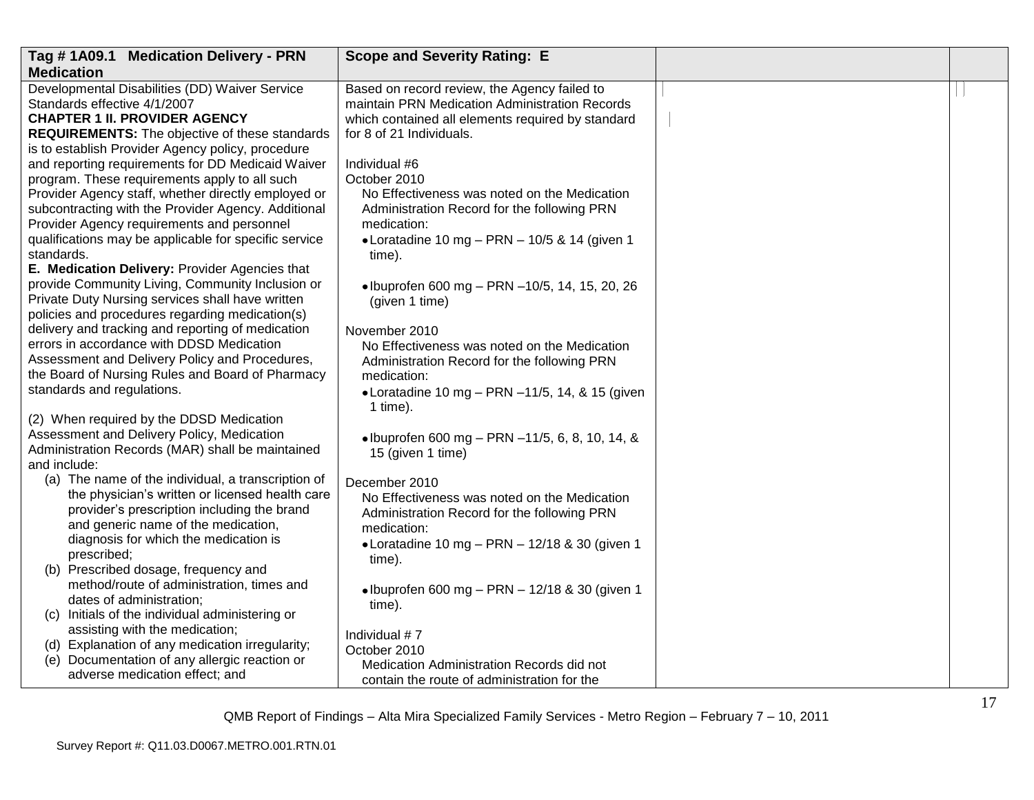| Tag # 1A09.1 Medication Delivery - PRN Medication | Scope and Severity Rating: E | | |
|---|---|---|---|
| Developmental Disabilities (DD) Waiver Service Standards effective 4/1/2007<br>**CHAPTER 1 II. PROVIDER AGENCY REQUIREMENTS:** The objective of these standards is to establish Provider Agency policy, procedure and reporting requirements for DD Medicaid Waiver program. These requirements apply to all such Provider Agency staff, whether directly employed or subcontracting with the Provider Agency. Additional Provider Agency requirements and personnel qualifications may be applicable for specific service standards.<br>**E. Medication Delivery:** Provider Agencies that provide Community Living, Community Inclusion or Private Duty Nursing services shall have written policies and procedures regarding medication(s) delivery and tracking and reporting of medication errors in accordance with DDSD Medication Assessment and Delivery Policy and Procedures, the Board of Nursing Rules and Board of Pharmacy standards and regulations.<br><br>(2) When required by the DDSD Medication Assessment and Delivery Policy, Medication Administration Records (MAR) shall be maintained and include:<br>(a) The name of the individual, a transcription of the physician's written or licensed health care provider's prescription including the brand and generic name of the medication, diagnosis for which the medication is prescribed;<br>(b) Prescribed dosage, frequency and method/route of administration, times and dates of administration;<br>(c) Initials of the individual administering or assisting with the medication;<br>(d) Explanation of any medication irregularity;<br>(e) Documentation of any allergic reaction or adverse medication effect; and | Based on record review, the Agency failed to maintain PRN Medication Administration Records which contained all elements required by standard for 8 of 21 Individuals.<br><br>Individual #6<br>October 2010<br>No Effectiveness was noted on the Medication Administration Record for the following PRN medication:<br>• Loratadine 10 mg – PRN – 10/5 & 14 (given 1 time).<br><br>• Ibuprofen 600 mg – PRN –10/5, 14, 15, 20, 26 (given 1 time)<br><br>November 2010<br>No Effectiveness was noted on the Medication Administration Record for the following PRN medication:<br>• Loratadine 10 mg – PRN –11/5, 14, & 15 (given 1 time).<br><br>• Ibuprofen 600 mg – PRN –11/5, 6, 8, 10, 14, & 15 (given 1 time)<br><br>December 2010<br>No Effectiveness was noted on the Medication Administration Record for the following PRN medication:<br>• Loratadine 10 mg – PRN – 12/18 & 30 (given 1 time).<br><br>• Ibuprofen 600 mg – PRN – 12/18 & 30 (given 1 time).<br><br>Individual # 7<br>October 2010<br>Medication Administration Records did not contain the route of administration for the | | |

QMB Report of Findings – Alta Mira Specialized Family Services - Metro Region – February 7 – 10, 2011

Survey Report #: Q11.03.D0067.METRO.001.RTN.01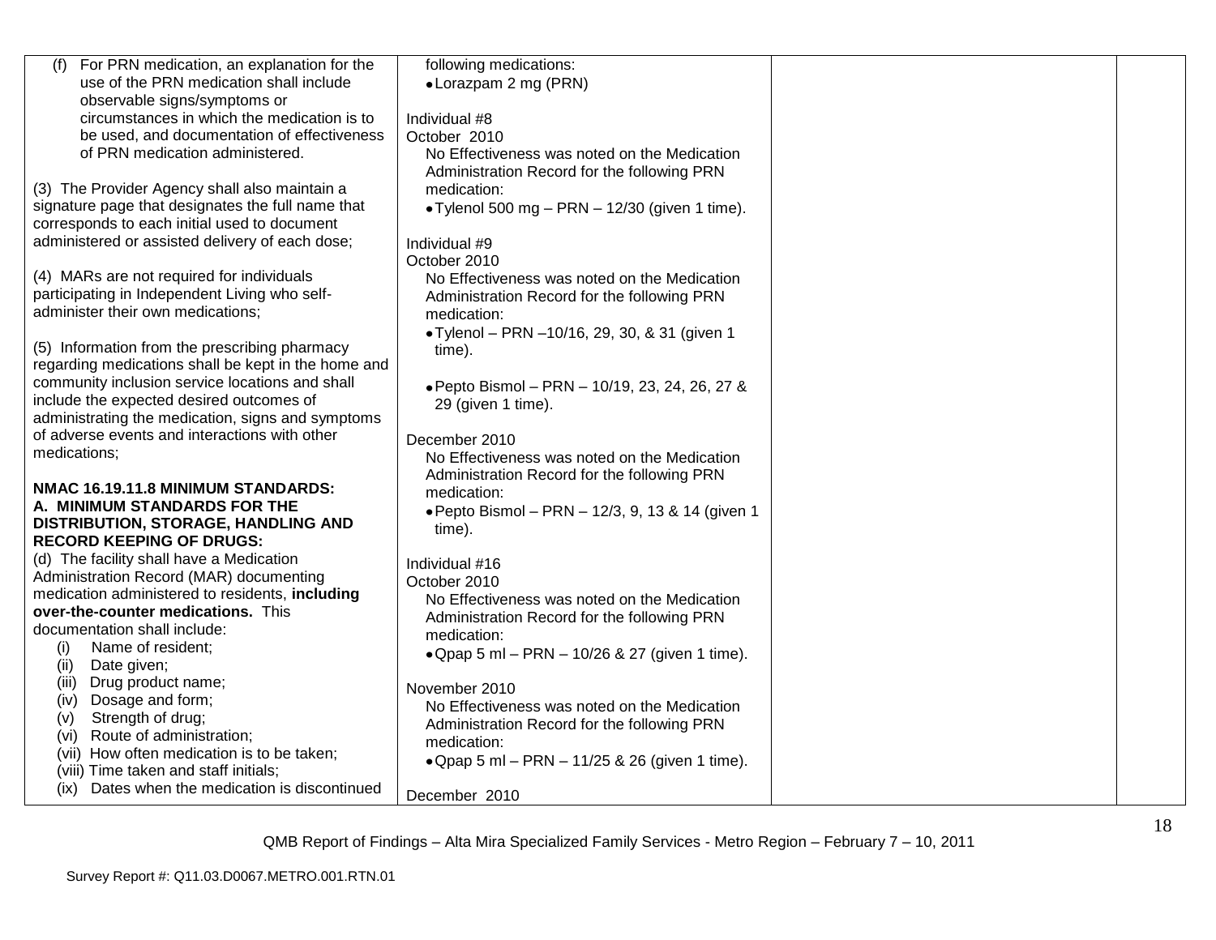| | | | |
|---|---|---|---|
| (f) For PRN medication, an explanation for the use of the PRN medication shall include observable signs/symptoms or circumstances in which the medication is to be used, and documentation of effectiveness of PRN medication administered.<br><br>(3) The Provider Agency shall also maintain a signature page that designates the full name that corresponds to each initial used to document administered or assisted delivery of each dose;<br><br>(4) MARs are not required for individuals participating in Independent Living who self-administer their own medications;<br><br>(5) Information from the prescribing pharmacy regarding medications shall be kept in the home and community inclusion service locations and shall include the expected desired outcomes of administrating the medication, signs and symptoms of adverse events and interactions with other medications;<br><br>**NMAC 16.19.11.8 MINIMUM STANDARDS: A. MINIMUM STANDARDS FOR THE DISTRIBUTION, STORAGE, HANDLING AND RECORD KEEPING OF DRUGS:**<br>(d) The facility shall have a Medication Administration Record (MAR) documenting medication administered to residents, **including over-the-counter medications.** This documentation shall include:<br>(i) Name of resident;<br>(ii) Date given;<br>(iii) Drug product name;<br>(iv) Dosage and form;<br>(v) Strength of drug;<br>(vi) Route of administration;<br>(vii) How often medication is to be taken;<br>(viii) Time taken and staff initials;<br>(ix) Dates when the medication is discontinued | following medications:<br>• Lorazpam 2 mg (PRN)<br><br>Individual #8<br>October 2010<br>No Effectiveness was noted on the Medication Administration Record for the following PRN medication:<br>• Tylenol 500 mg – PRN – 12/30 (given 1 time).<br><br>Individual #9<br>October 2010<br>No Effectiveness was noted on the Medication Administration Record for the following PRN medication:<br>• Tylenol – PRN –10/16, 29, 30, & 31 (given 1 time).<br><br>• Pepto Bismol – PRN – 10/19, 23, 24, 26, 27 & 29 (given 1 time).<br><br>December 2010<br>No Effectiveness was noted on the Medication Administration Record for the following PRN medication:<br>• Pepto Bismol – PRN – 12/3, 9, 13 & 14 (given 1 time).<br><br>Individual #16<br>October 2010<br>No Effectiveness was noted on the Medication Administration Record for the following PRN medication:<br>• Qpap 5 ml – PRN – 10/26 & 27 (given 1 time).<br><br>November 2010<br>No Effectiveness was noted on the Medication Administration Record for the following PRN medication:<br>• Qpap 5 ml – PRN – 11/25 & 26 (given 1 time).<br><br>December 2010 | | |

QMB Report of Findings – Alta Mira Specialized Family Services - Metro Region – February 7 – 10, 2011

Survey Report #: Q11.03.D0067.METRO.001.RTN.01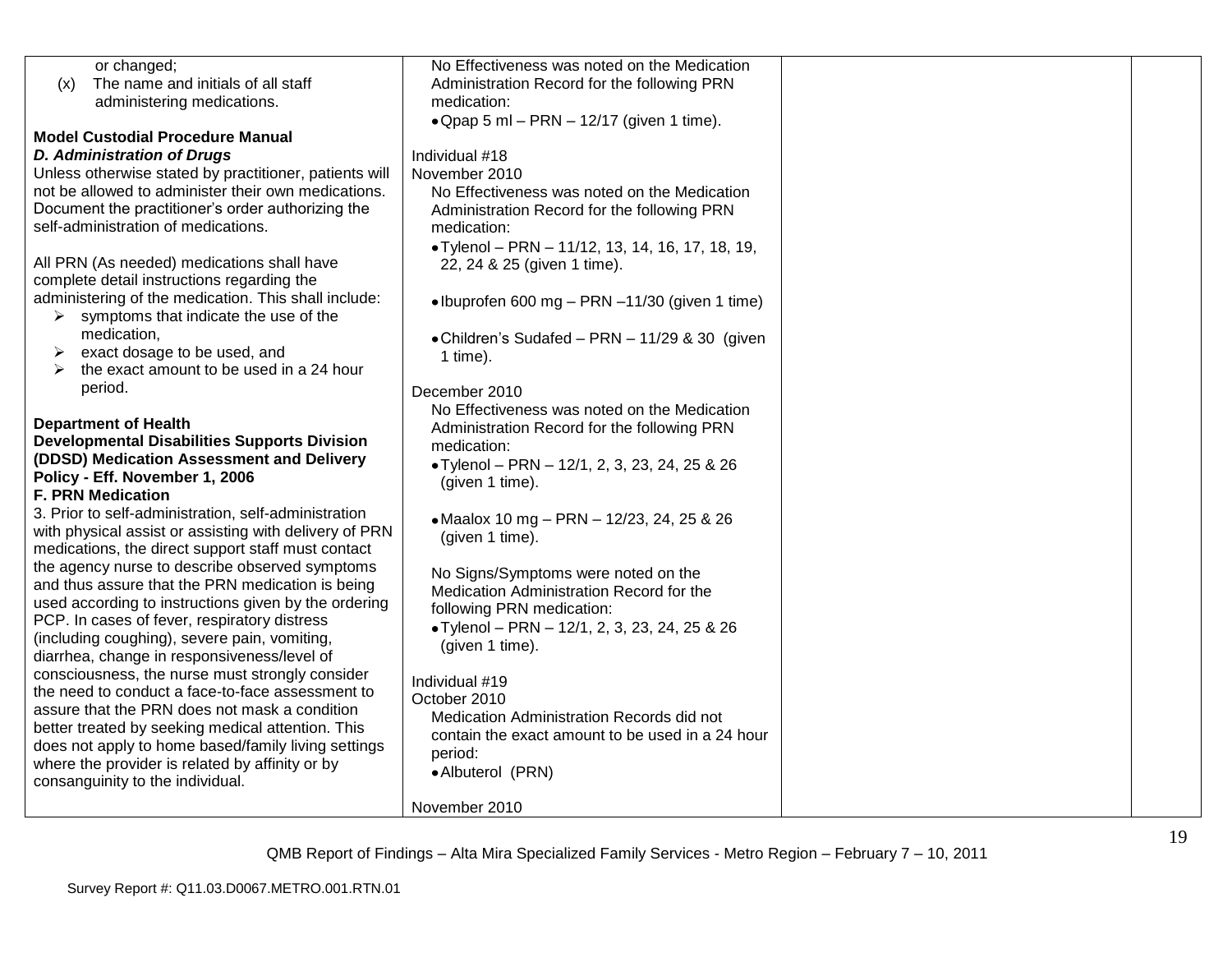| | | | |
|---|---|---|---|
| or changed;<br>(x) The name and initials of all staff administering medications.<br><br>**Model Custodial Procedure Manual**<br>***D. Administration of Drugs***<br>Unless otherwise stated by practitioner, patients will not be allowed to administer their own medications. Document the practitioner's order authorizing the self-administration of medications.<br><br>All PRN (As needed) medications shall have complete detail instructions regarding the administering of the medication. This shall include:<br>➢ symptoms that indicate the use of the medication,<br>➢ exact dosage to be used, and<br>➢ the exact amount to be used in a 24 hour period.<br><br>**Department of Health Developmental Disabilities Supports Division (DDSD) Medication Assessment and Delivery Policy - Eff. November 1, 2006**<br>**F. PRN Medication**<br>3. Prior to self-administration, self-administration with physical assist or assisting with delivery of PRN medications, the direct support staff must contact the agency nurse to describe observed symptoms and thus assure that the PRN medication is being used according to instructions given by the ordering PCP. In cases of fever, respiratory distress (including coughing), severe pain, vomiting, diarrhea, change in responsiveness/level of consciousness, the nurse must strongly consider the need to conduct a face-to-face assessment to assure that the PRN does not mask a condition better treated by seeking medical attention. This does not apply to home based/family living settings where the provider is related by affinity or by consanguinity to the individual. | No Effectiveness was noted on the Medication Administration Record for the following PRN medication:<br>• Qpap 5 ml – PRN – 12/17 (given 1 time).<br><br>Individual #18<br>November 2010<br>No Effectiveness was noted on the Medication Administration Record for the following PRN medication:<br>• Tylenol – PRN – 11/12, 13, 14, 16, 17, 18, 19, 22, 24 & 25 (given 1 time).<br><br>• Ibuprofen 600 mg – PRN –11/30 (given 1 time)<br><br>• Children's Sudafed – PRN – 11/29 & 30 (given 1 time).<br><br>December 2010<br>No Effectiveness was noted on the Medication Administration Record for the following PRN medication:<br>• Tylenol – PRN – 12/1, 2, 3, 23, 24, 25 & 26 (given 1 time).<br><br>• Maalox 10 mg – PRN – 12/23, 24, 25 & 26 (given 1 time).<br><br>No Signs/Symptoms were noted on the Medication Administration Record for the following PRN medication:<br>• Tylenol – PRN – 12/1, 2, 3, 23, 24, 25 & 26 (given 1 time).<br><br>Individual #19<br>October 2010<br>Medication Administration Records did not contain the exact amount to be used in a 24 hour period:<br>• Albuterol (PRN)<br><br>November 2010 | | |

QMB Report of Findings – Alta Mira Specialized Family Services - Metro Region – February 7 – 10, 2011

Survey Report #: Q11.03.D0067.METRO.001.RTN.01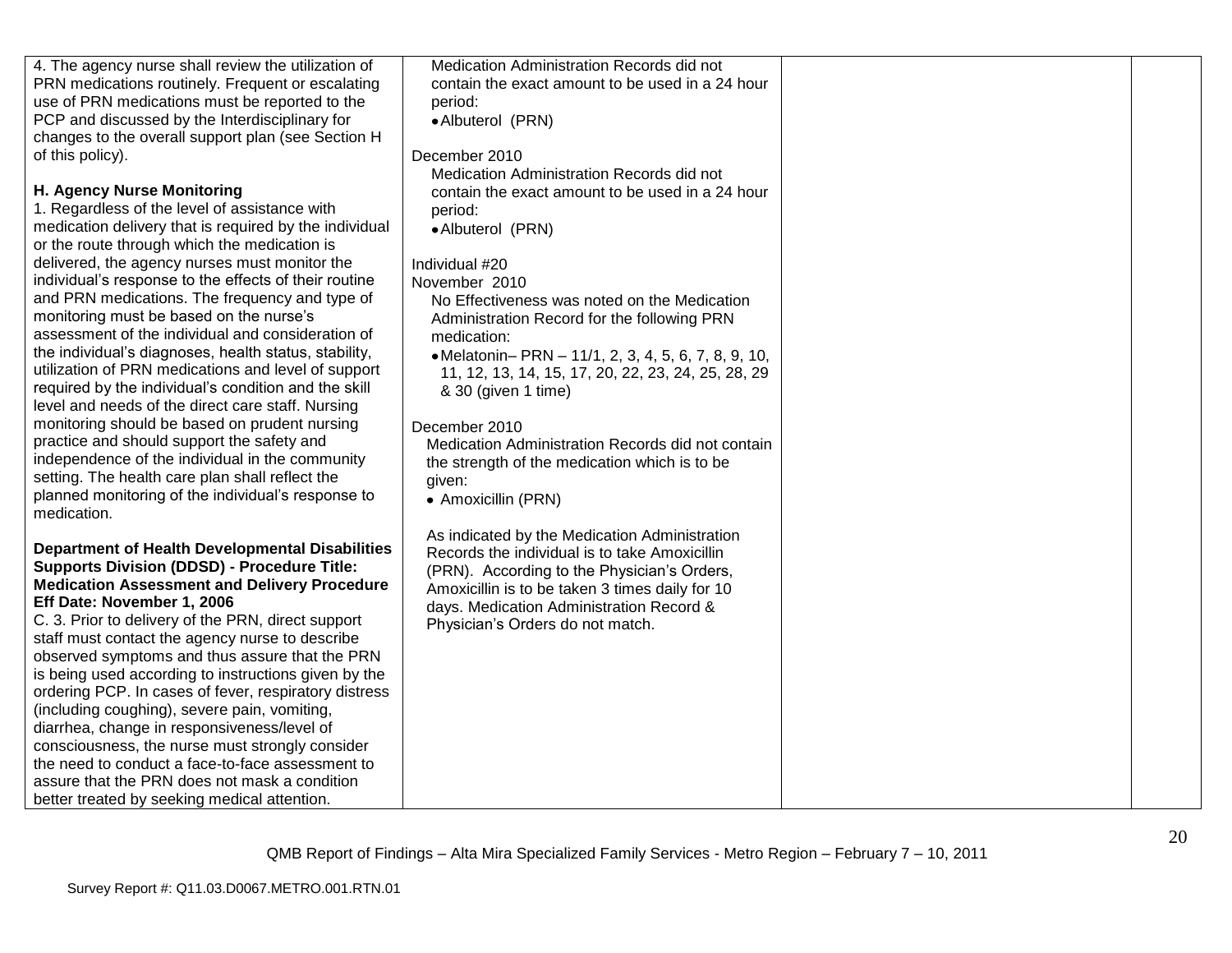| | | | |
|---|---|---|---|
| 4. The agency nurse shall review the utilization of PRN medications routinely. Frequent or escalating use of PRN medications must be reported to the PCP and discussed by the Interdisciplinary for changes to the overall support plan (see Section H of this policy).<br><br>**H. Agency Nurse Monitoring**<br>1. Regardless of the level of assistance with medication delivery that is required by the individual or the route through which the medication is delivered, the agency nurses must monitor the individual's response to the effects of their routine and PRN medications. The frequency and type of monitoring must be based on the nurse's assessment of the individual and consideration of the individual's diagnoses, health status, stability, utilization of PRN medications and level of support required by the individual's condition and the skill level and needs of the direct care staff. Nursing monitoring should be based on prudent nursing practice and should support the safety and independence of the individual in the community setting. The health care plan shall reflect the planned monitoring of the individual's response to medication.<br><br>**Department of Health Developmental Disabilities Supports Division (DDSD) - Procedure Title: Medication Assessment and Delivery Procedure Eff Date: November 1, 2006**<br>C. 3. Prior to delivery of the PRN, direct support staff must contact the agency nurse to describe observed symptoms and thus assure that the PRN is being used according to instructions given by the ordering PCP. In cases of fever, respiratory distress (including coughing), severe pain, vomiting, diarrhea, change in responsiveness/level of consciousness, the nurse must strongly consider the need to conduct a face-to-face assessment to assure that the PRN does not mask a condition better treated by seeking medical attention. | Medication Administration Records did not contain the exact amount to be used in a 24 hour period:<br>• Albuterol (PRN)<br><br>December 2010<br>Medication Administration Records did not contain the exact amount to be used in a 24 hour period:<br>• Albuterol (PRN)<br><br>Individual #20<br>November 2010<br>No Effectiveness was noted on the Medication Administration Record for the following PRN medication:<br>• Melatonin– PRN – 11/1, 2, 3, 4, 5, 6, 7, 8, 9, 10, 11, 12, 13, 14, 15, 17, 20, 22, 23, 24, 25, 28, 29 & 30 (given 1 time)<br><br>December 2010<br>Medication Administration Records did not contain the strength of the medication which is to be given:<br>• Amoxicillin (PRN)<br><br>As indicated by the Medication Administration Records the individual is to take Amoxicillin (PRN). According to the Physician's Orders, Amoxicillin is to be taken 3 times daily for 10 days. Medication Administration Record & Physician's Orders do not match. | | |

QMB Report of Findings – Alta Mira Specialized Family Services - Metro Region – February 7 – 10, 2011

Survey Report #: Q11.03.D0067.METRO.001.RTN.01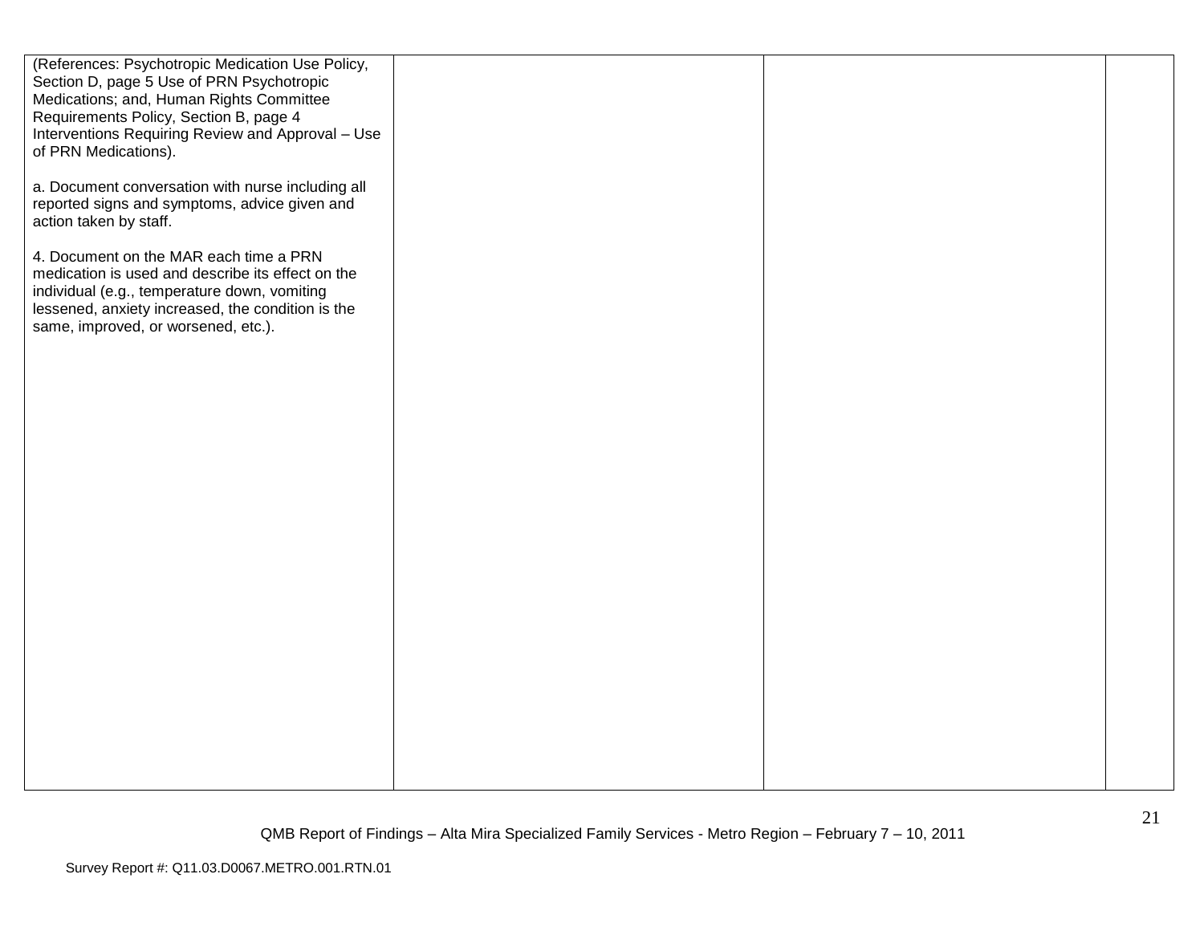| | | | |
|---|---|---|---|
| (References: Psychotropic Medication Use Policy, Section D, page 5 Use of PRN Psychotropic Medications; and, Human Rights Committee Requirements Policy, Section B, page 4 Interventions Requiring Review and Approval – Use of PRN Medications).<br><br>a. Document conversation with nurse including all reported signs and symptoms, advice given and action taken by staff.<br><br>4. Document on the MAR each time a PRN medication is used and describe its effect on the individual (e.g., temperature down, vomiting lessened, anxiety increased, the condition is the same, improved, or worsened, etc.). | | | |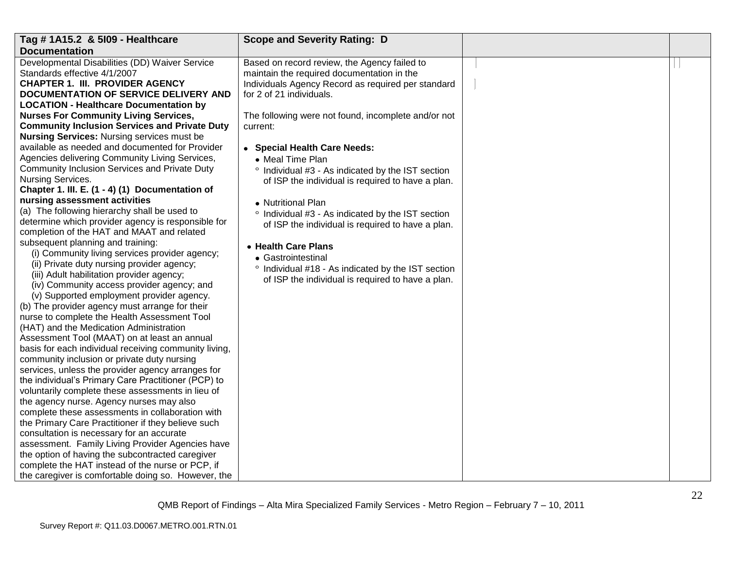| Tag # 1A15.2 & 5I09 - Healthcare Documentation | Scope and Severity Rating: D | | |
|---|---|---|---|
| Developmental Disabilities (DD) Waiver Service Standards effective 4/1/2007<br>**CHAPTER 1. III. PROVIDER AGENCY DOCUMENTATION OF SERVICE DELIVERY AND LOCATION - Healthcare Documentation by Nurses For Community Living Services, Community Inclusion Services and Private Duty Nursing Services:** Nursing services must be available as needed and documented for Provider Agencies delivering Community Living Services, Community Inclusion Services and Private Duty Nursing Services.<br>**Chapter 1. III. E. (1 - 4) (1) Documentation of nursing assessment activities**<br>(a) The following hierarchy shall be used to determine which provider agency is responsible for completion of the HAT and MAAT and related subsequent planning and training:<br>(i) Community living services provider agency;<br>(ii) Private duty nursing provider agency;<br>(iii) Adult habilitation provider agency;<br>(iv) Community access provider agency; and<br>(v) Supported employment provider agency.<br>(b) The provider agency must arrange for their nurse to complete the Health Assessment Tool (HAT) and the Medication Administration Assessment Tool (MAAT) on at least an annual basis for each individual receiving community living, community inclusion or private duty nursing services, unless the provider agency arranges for the individual's Primary Care Practitioner (PCP) to voluntarily complete these assessments in lieu of the agency nurse. Agency nurses may also complete these assessments in collaboration with the Primary Care Practitioner if they believe such consultation is necessary for an accurate assessment. Family Living Provider Agencies have the option of having the subcontracted caregiver complete the HAT instead of the nurse or PCP, if the caregiver is comfortable doing so. However, the | Based on record review, the Agency failed to maintain the required documentation in the Individuals Agency Record as required per standard for 2 of 21 individuals.<br><br>The following were not found, incomplete and/or not current:<br><br>• **Special Health Care Needs:**<br>• Meal Time Plan<br>° Individual #3 - As indicated by the IST section of ISP the individual is required to have a plan.<br><br>• Nutritional Plan<br>° Individual #3 - As indicated by the IST section of ISP the individual is required to have a plan.<br><br>• **Health Care Plans**<br>• Gastrointestinal<br>° Individual #18 - As indicated by the IST section of ISP the individual is required to have a plan. | | |

QMB Report of Findings – Alta Mira Specialized Family Services - Metro Region – February 7 – 10, 2011

Survey Report #: Q11.03.D0067.METRO.001.RTN.01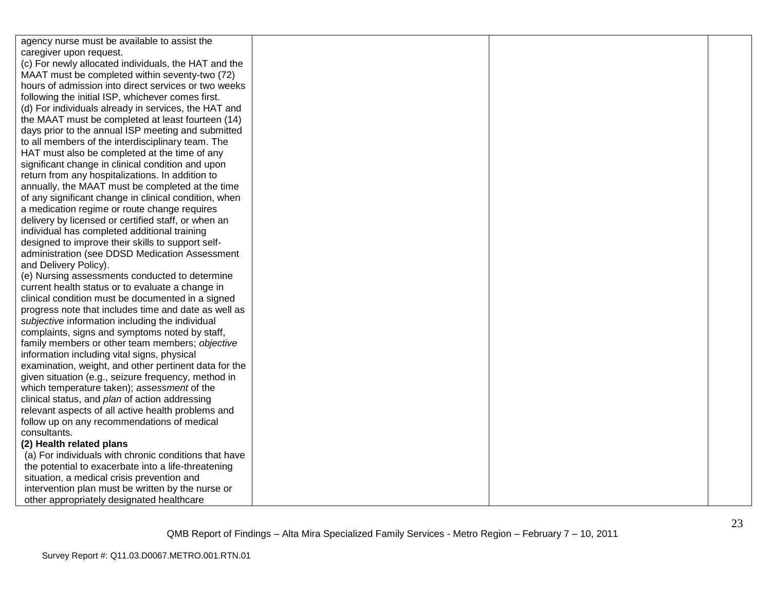| | | | |
|---|---|---|---|
| agency nurse must be available to assist the caregiver upon request.<br>(c) For newly allocated individuals, the HAT and the MAAT must be completed within seventy-two (72) hours of admission into direct services or two weeks following the initial ISP, whichever comes first.<br>(d) For individuals already in services, the HAT and the MAAT must be completed at least fourteen (14) days prior to the annual ISP meeting and submitted to all members of the interdisciplinary team. The HAT must also be completed at the time of any significant change in clinical condition and upon return from any hospitalizations. In addition to annually, the MAAT must be completed at the time of any significant change in clinical condition, when a medication regime or route change requires delivery by licensed or certified staff, or when an individual has completed additional training designed to improve their skills to support self-administration (see DDSD Medication Assessment and Delivery Policy).<br>(e) Nursing assessments conducted to determine current health status or to evaluate a change in clinical condition must be documented in a signed progress note that includes time and date as well as *subjective* information including the individual complaints, signs and symptoms noted by staff, family members or other team members; *objective* information including vital signs, physical examination, weight, and other pertinent data for the given situation (e.g., seizure frequency, method in which temperature taken); *assessment* of the clinical status, and *plan* of action addressing relevant aspects of all active health problems and follow up on any recommendations of medical consultants.<br>**(2) Health related plans**<br>(a) For individuals with chronic conditions that have the potential to exacerbate into a life-threatening situation, a medical crisis prevention and intervention plan must be written by the nurse or other appropriately designated healthcare | | | |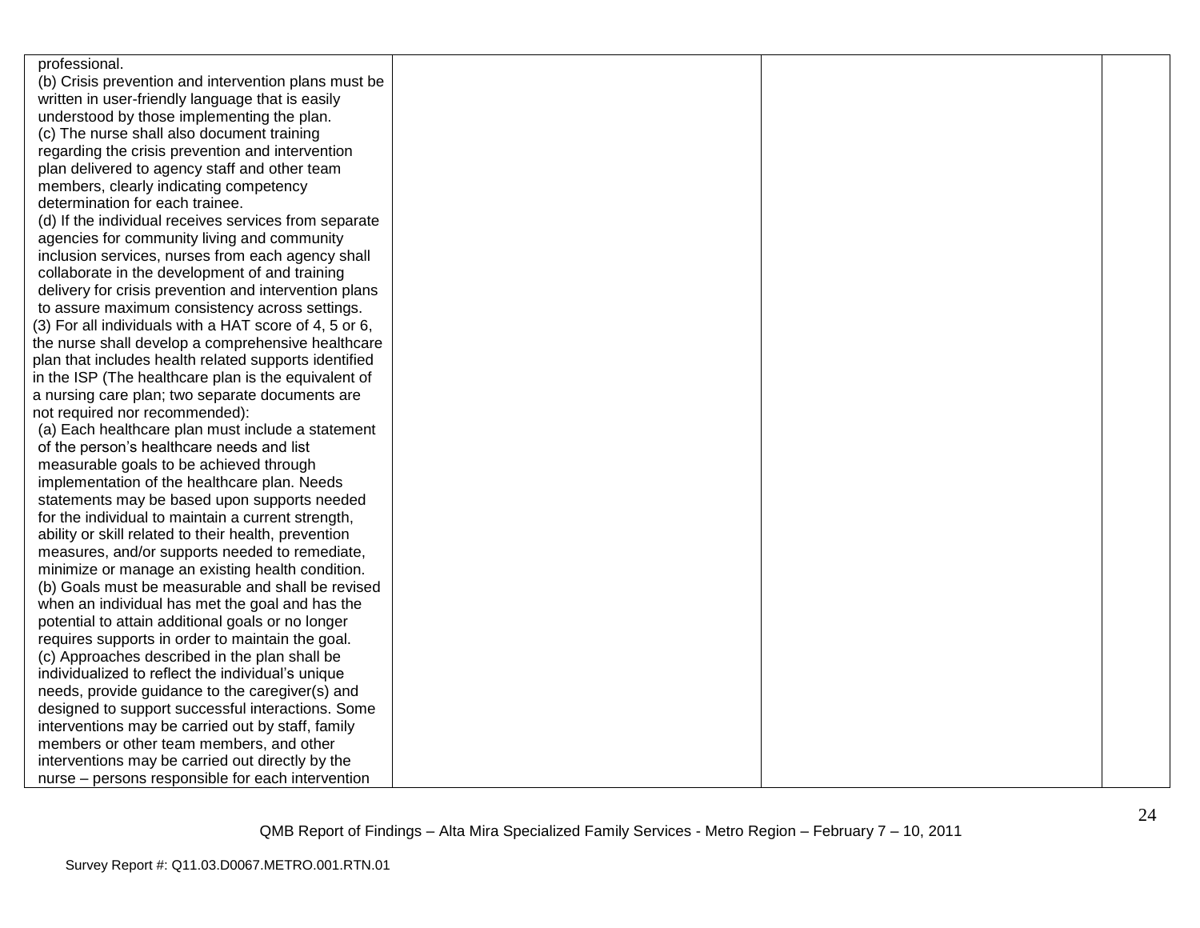| | | | |
|---|---|---|---|
| professional.<br>(b) Crisis prevention and intervention plans must be written in user-friendly language that is easily understood by those implementing the plan.<br>(c) The nurse shall also document training regarding the crisis prevention and intervention plan delivered to agency staff and other team members, clearly indicating competency determination for each trainee.<br>(d) If the individual receives services from separate agencies for community living and community inclusion services, nurses from each agency shall collaborate in the development of and training delivery for crisis prevention and intervention plans to assure maximum consistency across settings.<br>(3) For all individuals with a HAT score of 4, 5 or 6, the nurse shall develop a comprehensive healthcare plan that includes health related supports identified in the ISP (The healthcare plan is the equivalent of a nursing care plan; two separate documents are not required nor recommended):<br>(a) Each healthcare plan must include a statement of the person's healthcare needs and list measurable goals to be achieved through implementation of the healthcare plan. Needs statements may be based upon supports needed for the individual to maintain a current strength, ability or skill related to their health, prevention measures, and/or supports needed to remediate, minimize or manage an existing health condition.<br>(b) Goals must be measurable and shall be revised when an individual has met the goal and has the potential to attain additional goals or no longer requires supports in order to maintain the goal.<br>(c) Approaches described in the plan shall be individualized to reflect the individual's unique needs, provide guidance to the caregiver(s) and designed to support successful interactions. Some interventions may be carried out by staff, family members or other team members, and other interventions may be carried out directly by the nurse – persons responsible for each intervention | | | |

QMB Report of Findings – Alta Mira Specialized Family Services - Metro Region – February 7 – 10, 2011

Survey Report #: Q11.03.D0067.METRO.001.RTN.01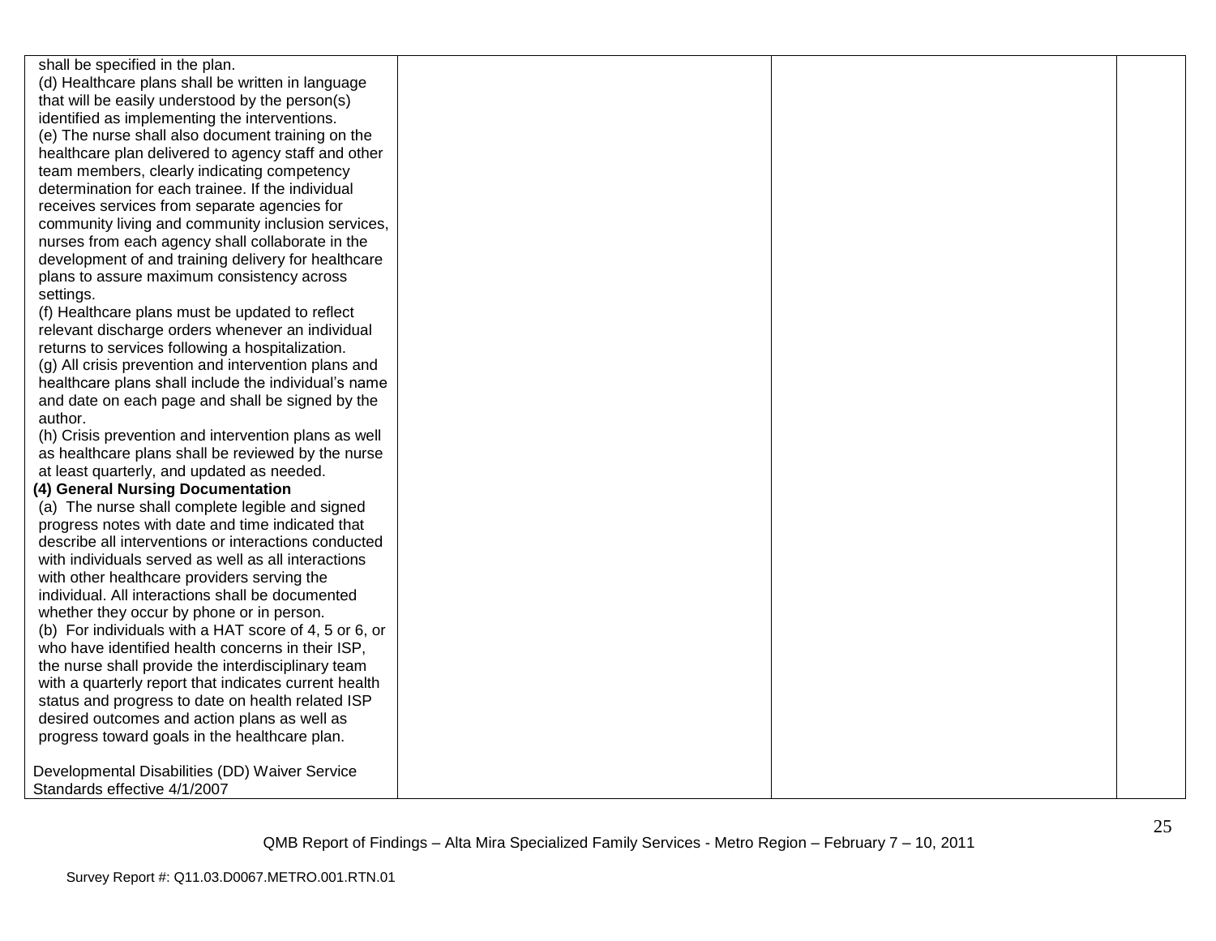| | | | |
|---|---|---|---|
| shall be specified in the plan.<br>(d) Healthcare plans shall be written in language that will be easily understood by the person(s) identified as implementing the interventions.<br>(e) The nurse shall also document training on the healthcare plan delivered to agency staff and other team members, clearly indicating competency determination for each trainee. If the individual receives services from separate agencies for community living and community inclusion services, nurses from each agency shall collaborate in the development of and training delivery for healthcare plans to assure maximum consistency across settings.<br>(f) Healthcare plans must be updated to reflect relevant discharge orders whenever an individual returns to services following a hospitalization.<br>(g) All crisis prevention and intervention plans and healthcare plans shall include the individual's name and date on each page and shall be signed by the author.<br>(h) Crisis prevention and intervention plans as well as healthcare plans shall be reviewed by the nurse at least quarterly, and updated as needed.<br>**(4) General Nursing Documentation**<br>(a) The nurse shall complete legible and signed progress notes with date and time indicated that describe all interventions or interactions conducted with individuals served as well as all interactions with other healthcare providers serving the individual. All interactions shall be documented whether they occur by phone or in person.<br>(b) For individuals with a HAT score of 4, 5 or 6, or who have identified health concerns in their ISP, the nurse shall provide the interdisciplinary team with a quarterly report that indicates current health status and progress to date on health related ISP desired outcomes and action plans as well as progress toward goals in the healthcare plan.<br><br>Developmental Disabilities (DD) Waiver Service Standards effective 4/1/2007 | | | |

QMB Report of Findings – Alta Mira Specialized Family Services - Metro Region – February 7 – 10, 2011

Survey Report #: Q11.03.D0067.METRO.001.RTN.01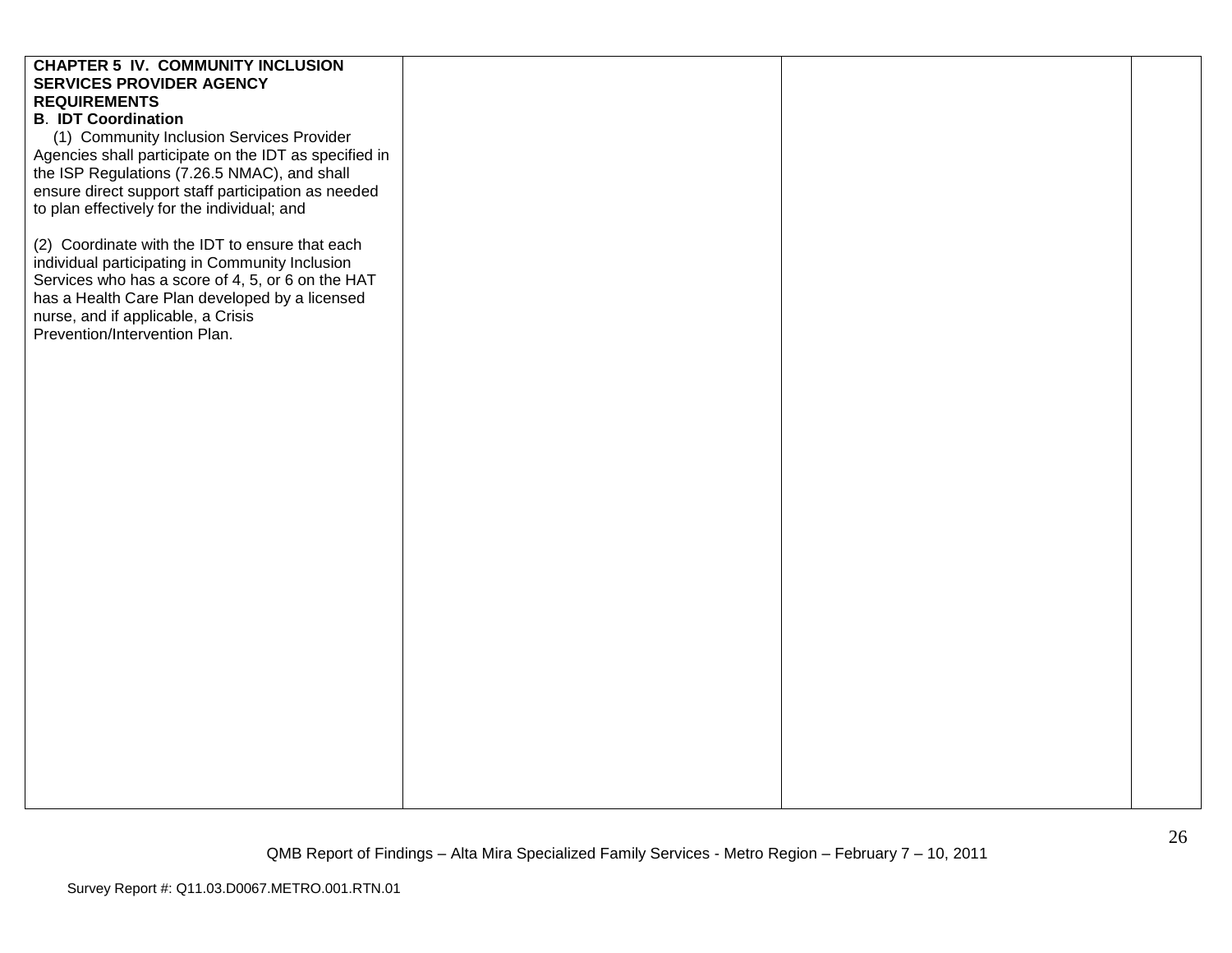| | | | |
|---|---|---|---|
| **CHAPTER 5 IV. COMMUNITY INCLUSION SERVICES PROVIDER AGENCY REQUIREMENTS**<br>**B. IDT Coordination**<br>(1) Community Inclusion Services Provider Agencies shall participate on the IDT as specified in the ISP Regulations (7.26.5 NMAC), and shall ensure direct support staff participation as needed to plan effectively for the individual; and<br><br>(2) Coordinate with the IDT to ensure that each individual participating in Community Inclusion Services who has a score of 4, 5, or 6 on the HAT has a Health Care Plan developed by a licensed nurse, and if applicable, a Crisis Prevention/Intervention Plan. | | | |

QMB Report of Findings – Alta Mira Specialized Family Services - Metro Region – February 7 – 10, 2011

Survey Report #: Q11.03.D0067.METRO.001.RTN.01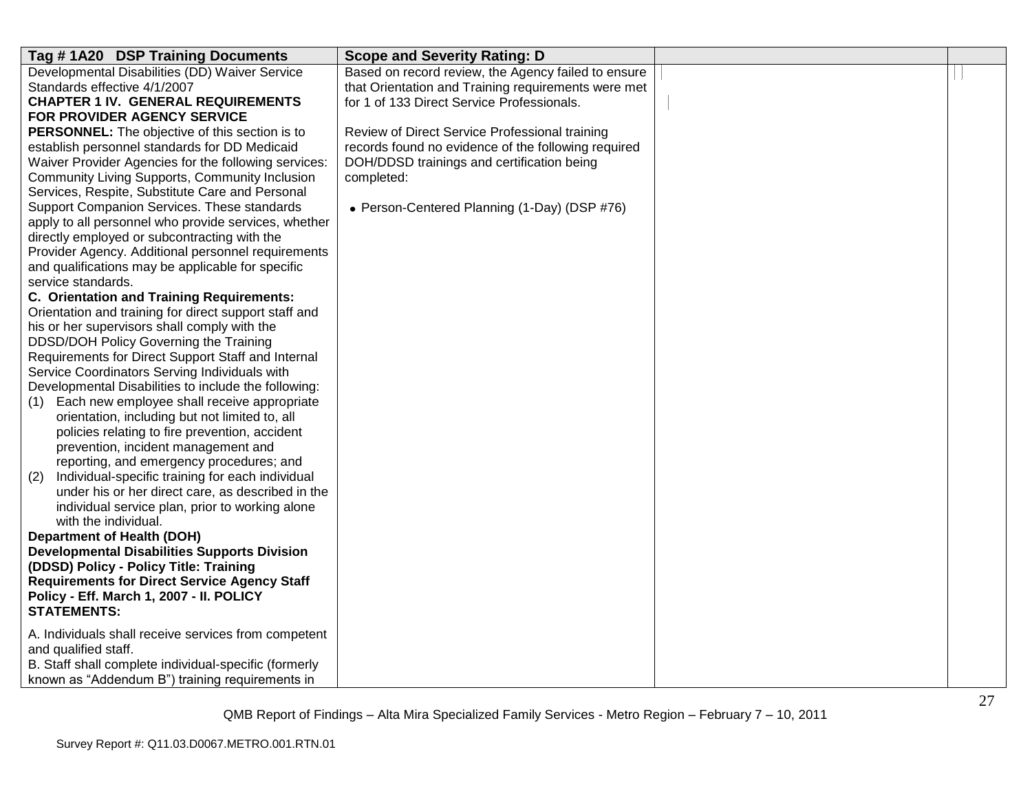| Tag # 1A20 DSP Training Documents | Scope and Severity Rating: D | | |
|---|---|---|---|
| Developmental Disabilities (DD) Waiver Service Standards effective 4/1/2007<br>**CHAPTER 1 IV. GENERAL REQUIREMENTS FOR PROVIDER AGENCY SERVICE PERSONNEL:** The objective of this section is to establish personnel standards for DD Medicaid Waiver Provider Agencies for the following services: Community Living Supports, Community Inclusion Services, Respite, Substitute Care and Personal Support Companion Services. These standards apply to all personnel who provide services, whether directly employed or subcontracting with the Provider Agency. Additional personnel requirements and qualifications may be applicable for specific service standards.<br>**C. Orientation and Training Requirements:** Orientation and training for direct support staff and his or her supervisors shall comply with the DDSD/DOH Policy Governing the Training Requirements for Direct Support Staff and Internal Service Coordinators Serving Individuals with Developmental Disabilities to include the following:<br>(1) Each new employee shall receive appropriate orientation, including but not limited to, all policies relating to fire prevention, accident prevention, incident management and reporting, and emergency procedures; and<br>(2) Individual-specific training for each individual under his or her direct care, as described in the individual service plan, prior to working alone with the individual.<br>**Department of Health (DOH) Developmental Disabilities Supports Division (DDSD) Policy - Policy Title: Training Requirements for Direct Service Agency Staff Policy - Eff. March 1, 2007 - II. POLICY STATEMENTS:**<br><br>A. Individuals shall receive services from competent and qualified staff.<br>B. Staff shall complete individual-specific (formerly known as “Addendum B”) training requirements in | Based on record review, the Agency failed to ensure that Orientation and Training requirements were met for 1 of 133 Direct Service Professionals.<br><br>Review of Direct Service Professional training records found no evidence of the following required DOH/DDSD trainings and certification being completed:<br><br>• Person-Centered Planning (1-Day) (DSP #76) | | |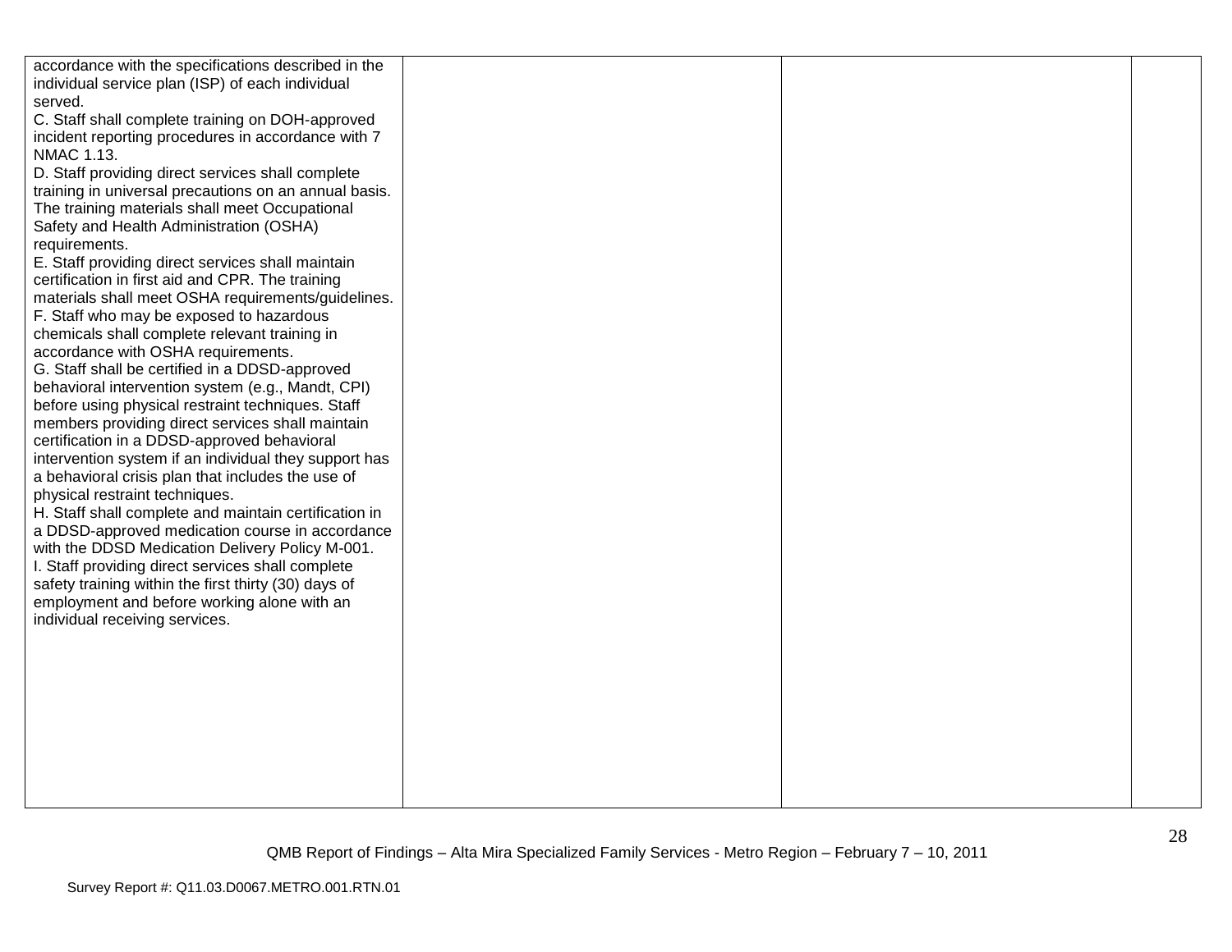| | | | |
|---|---|---|---|
| accordance with the specifications described in the individual service plan (ISP) of each individual served.<br>C. Staff shall complete training on DOH-approved incident reporting procedures in accordance with 7 NMAC 1.13.<br>D. Staff providing direct services shall complete training in universal precautions on an annual basis. The training materials shall meet Occupational Safety and Health Administration (OSHA) requirements.<br>E. Staff providing direct services shall maintain certification in first aid and CPR. The training materials shall meet OSHA requirements/guidelines.<br>F. Staff who may be exposed to hazardous chemicals shall complete relevant training in accordance with OSHA requirements.<br>G. Staff shall be certified in a DDSD-approved behavioral intervention system (e.g., Mandt, CPI) before using physical restraint techniques. Staff members providing direct services shall maintain certification in a DDSD-approved behavioral intervention system if an individual they support has a behavioral crisis plan that includes the use of physical restraint techniques.<br>H. Staff shall complete and maintain certification in a DDSD-approved medication course in accordance with the DDSD Medication Delivery Policy M-001.<br>I. Staff providing direct services shall complete safety training within the first thirty (30) days of employment and before working alone with an individual receiving services. | | | |

QMB Report of Findings – Alta Mira Specialized Family Services - Metro Region – February 7 – 10, 2011

Survey Report #: Q11.03.D0067.METRO.001.RTN.01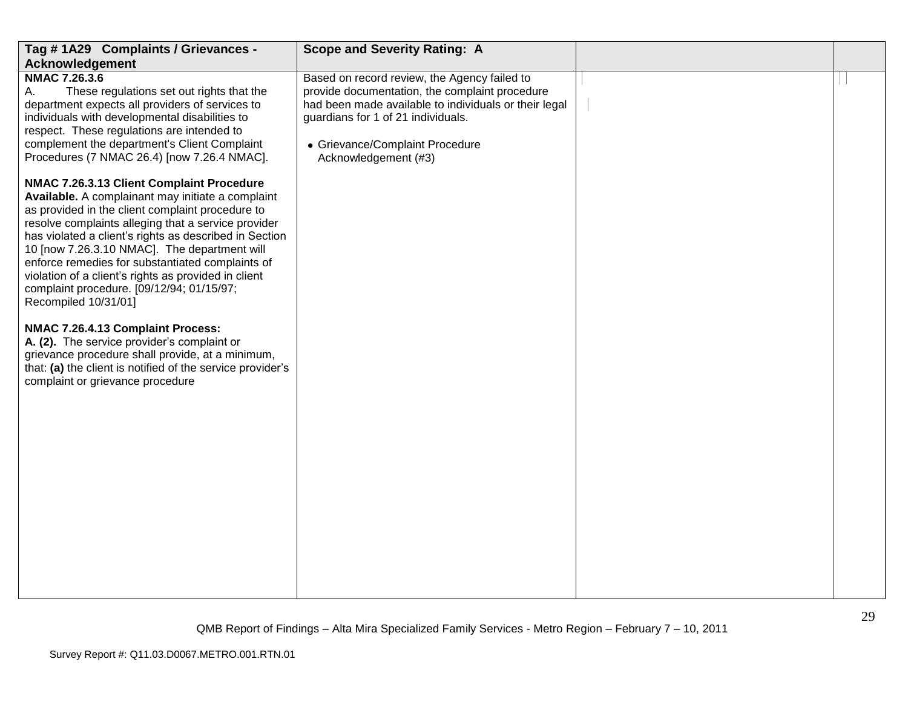| Tag # 1A29 Complaints / Grievances - Acknowledgement | Scope and Severity Rating: A | | |
|---|---|---|---|
| **NMAC 7.26.3.6**<br>A. These regulations set out rights that the department expects all providers of services to individuals with developmental disabilities to respect. These regulations are intended to complement the department's Client Complaint Procedures (7 NMAC 26.4) [now 7.26.4 NMAC].<br><br>**NMAC 7.26.3.13 Client Complaint Procedure Available.** A complainant may initiate a complaint as provided in the client complaint procedure to resolve complaints alleging that a service provider has violated a client's rights as described in Section 10 [now 7.26.3.10 NMAC]. The department will enforce remedies for substantiated complaints of violation of a client's rights as provided in client complaint procedure. [09/12/94; 01/15/97; Recompiled 10/31/01]<br><br>**NMAC 7.26.4.13 Complaint Process:**<br>**A. (2).** The service provider's complaint or grievance procedure shall provide, at a minimum, that: **(a)** the client is notified of the service provider's complaint or grievance procedure | Based on record review, the Agency failed to provide documentation, the complaint procedure had been made available to individuals or their legal guardians for 1 of 21 individuals.<br><br>• Grievance/Complaint Procedure Acknowledgement (#3) | | |

QMB Report of Findings – Alta Mira Specialized Family Services - Metro Region – February 7 – 10, 2011

Survey Report #: Q11.03.D0067.METRO.001.RTN.01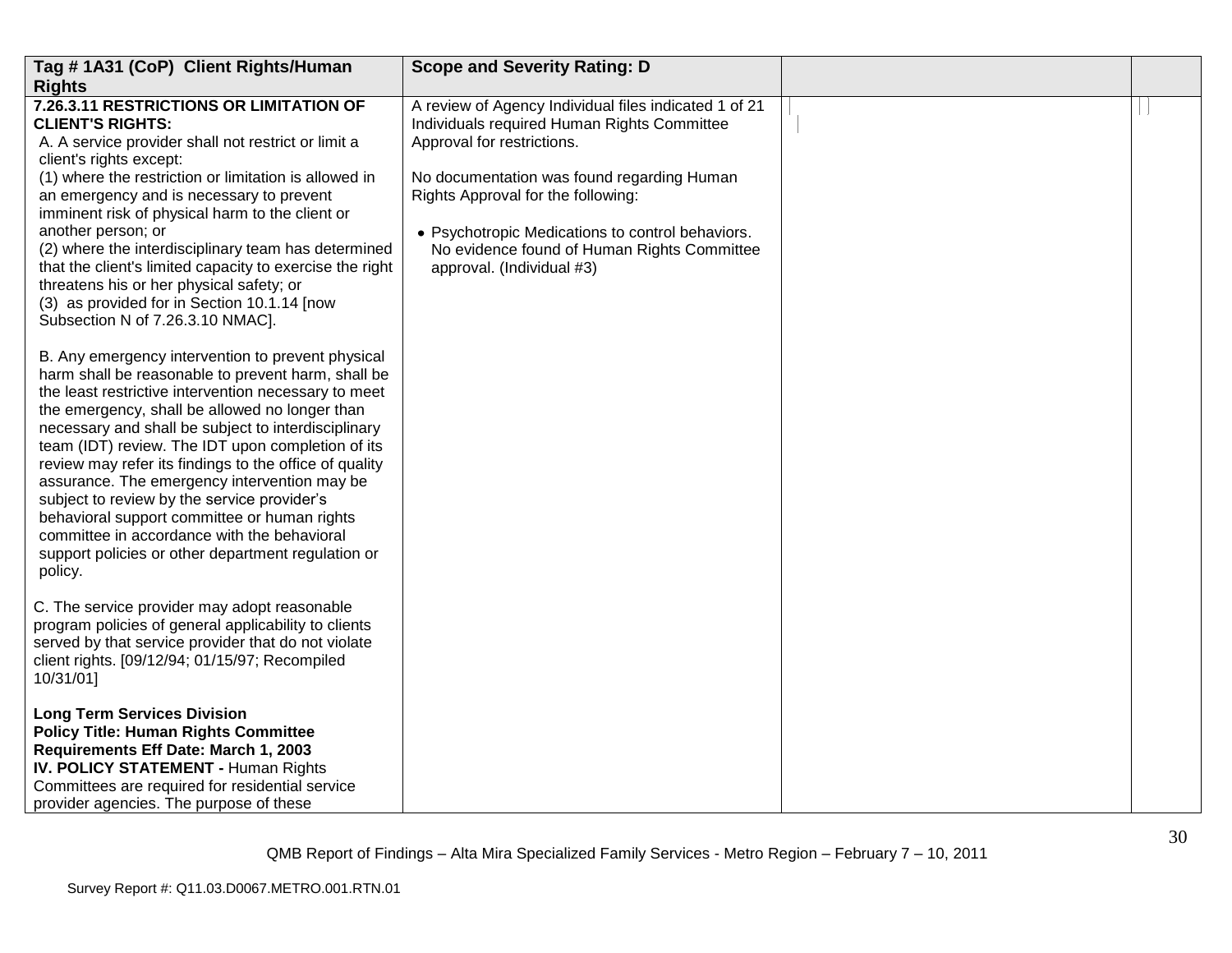| Tag # 1A31 (CoP) Client Rights/Human Rights | Scope and Severity Rating: D | | |
|---|---|---|---|
| **7.26.3.11 RESTRICTIONS OR LIMITATION OF CLIENT'S RIGHTS:**<br>A. A service provider shall not restrict or limit a client's rights except:<br>(1) where the restriction or limitation is allowed in an emergency and is necessary to prevent imminent risk of physical harm to the client or another person; or<br>(2) where the interdisciplinary team has determined that the client's limited capacity to exercise the right threatens his or her physical safety; or<br>(3) as provided for in Section 10.1.14 [now Subsection N of 7.26.3.10 NMAC].<br><br>B. Any emergency intervention to prevent physical harm shall be reasonable to prevent harm, shall be the least restrictive intervention necessary to meet the emergency, shall be allowed no longer than necessary and shall be subject to interdisciplinary team (IDT) review. The IDT upon completion of its review may refer its findings to the office of quality assurance. The emergency intervention may be subject to review by the service provider's behavioral support committee or human rights committee in accordance with the behavioral support policies or other department regulation or policy.<br><br>C. The service provider may adopt reasonable program policies of general applicability to clients served by that service provider that do not violate client rights. [09/12/94; 01/15/97; Recompiled 10/31/01]<br><br>**Long Term Services Division**<br>**Policy Title: Human Rights Committee Requirements Eff Date: March 1, 2003**<br>**IV. POLICY STATEMENT -** Human Rights Committees are required for residential service provider agencies. The purpose of these | A review of Agency Individual files indicated 1 of 21 Individuals required Human Rights Committee Approval for restrictions.<br><br>No documentation was found regarding Human Rights Approval for the following:<br><br>• Psychotropic Medications to control behaviors. No evidence found of Human Rights Committee approval. (Individual #3) | | |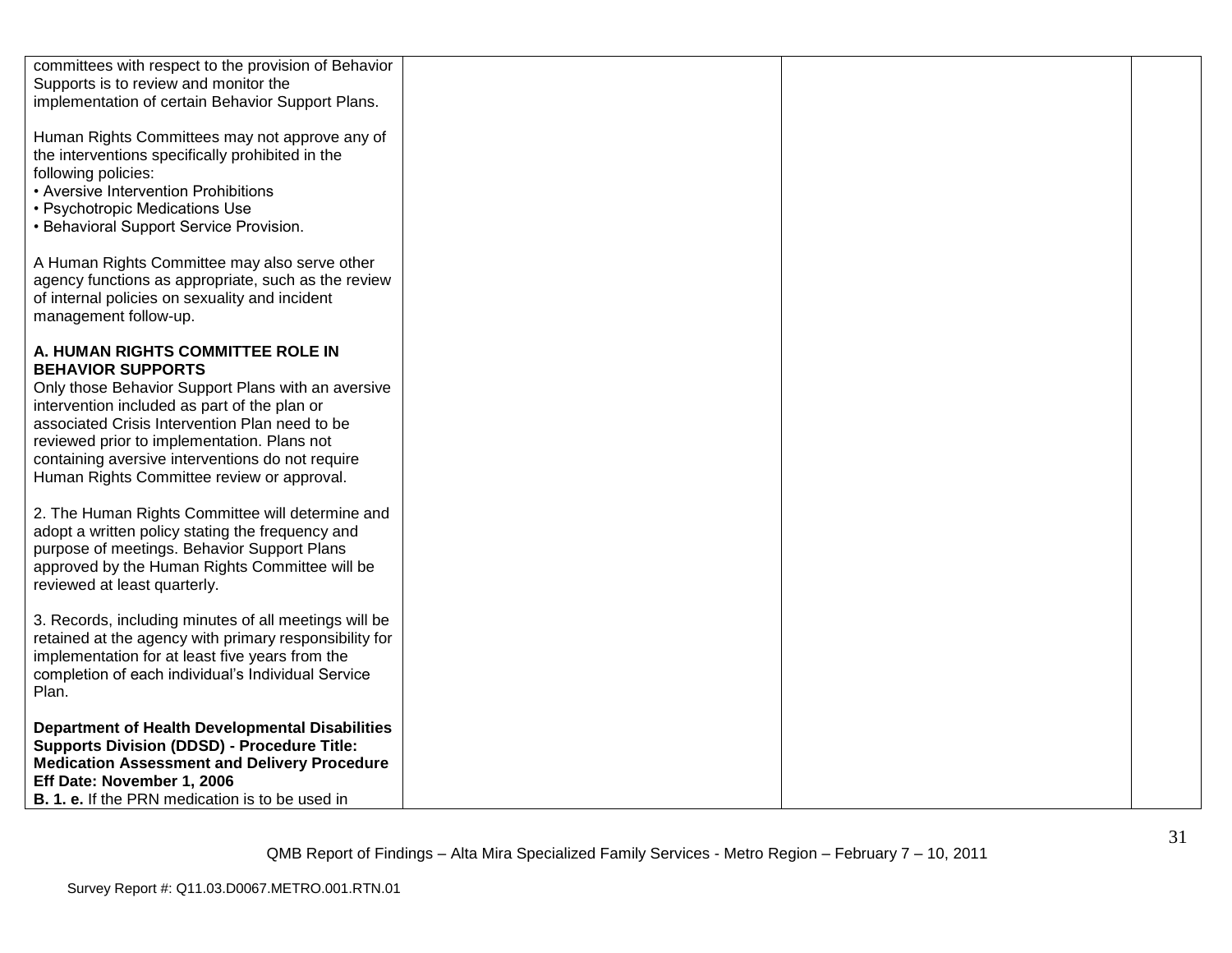| | | | |
|---|---|---|---|
| committees with respect to the provision of Behavior Supports is to review and monitor the implementation of certain Behavior Support Plans.<br><br>Human Rights Committees may not approve any of the interventions specifically prohibited in the following policies:<br>• Aversive Intervention Prohibitions<br>• Psychotropic Medications Use<br>• Behavioral Support Service Provision.<br><br>A Human Rights Committee may also serve other agency functions as appropriate, such as the review of internal policies on sexuality and incident management follow-up.<br><br>**A. HUMAN RIGHTS COMMITTEE ROLE IN BEHAVIOR SUPPORTS**<br>Only those Behavior Support Plans with an aversive intervention included as part of the plan or associated Crisis Intervention Plan need to be reviewed prior to implementation. Plans not containing aversive interventions do not require Human Rights Committee review or approval.<br><br>2. The Human Rights Committee will determine and adopt a written policy stating the frequency and purpose of meetings. Behavior Support Plans approved by the Human Rights Committee will be reviewed at least quarterly.<br><br>3. Records, including minutes of all meetings will be retained at the agency with primary responsibility for implementation for at least five years from the completion of each individual's Individual Service Plan.<br><br>**Department of Health Developmental Disabilities Supports Division (DDSD) - Procedure Title: Medication Assessment and Delivery Procedure Eff Date: November 1, 2006**<br>**B. 1. e.** If the PRN medication is to be used in | | | |

QMB Report of Findings – Alta Mira Specialized Family Services - Metro Region – February 7 – 10, 2011

Survey Report #: Q11.03.D0067.METRO.001.RTN.01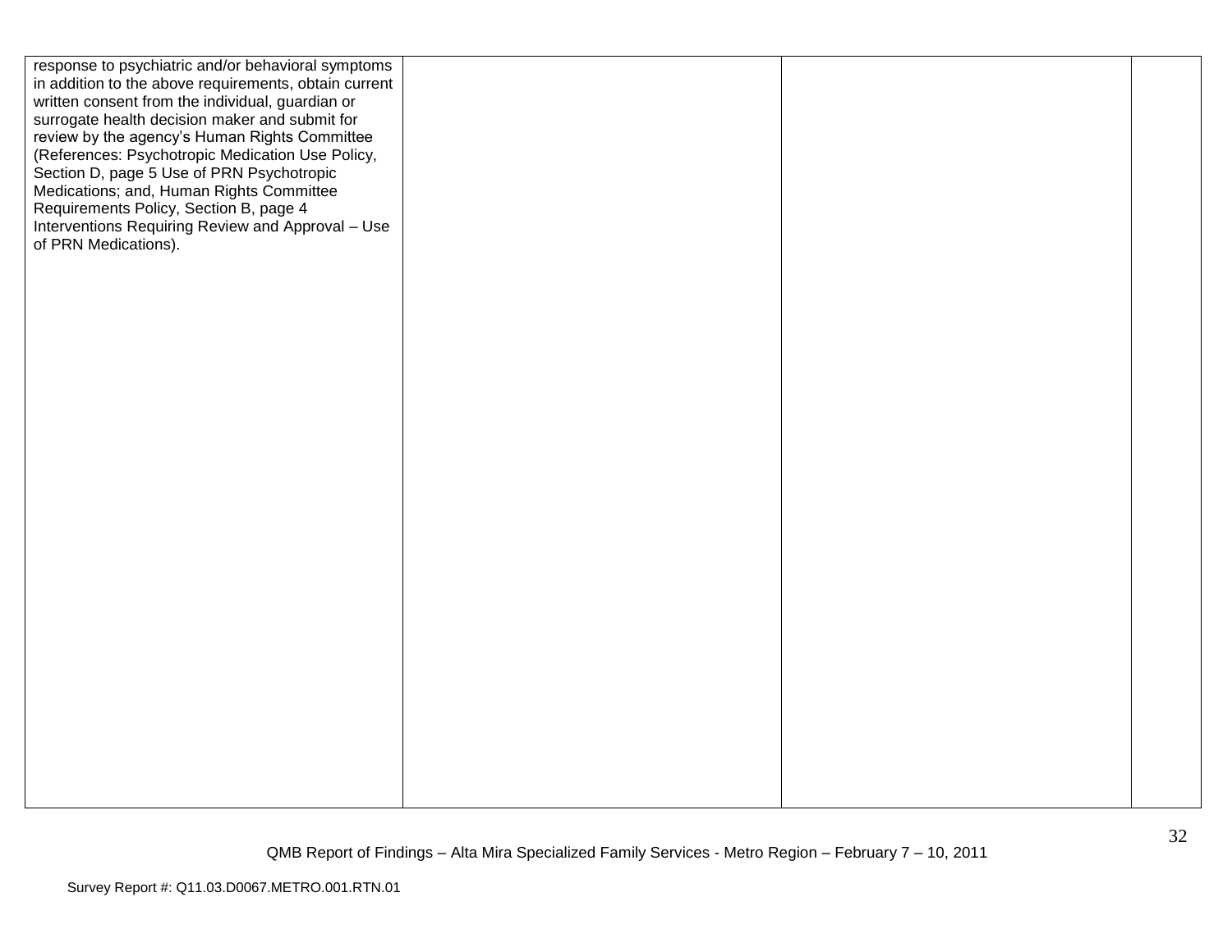| | | | |
|---|---|---|---|
| response to psychiatric and/or behavioral symptoms in addition to the above requirements, obtain current written consent from the individual, guardian or surrogate health decision maker and submit for review by the agency's Human Rights Committee (References: Psychotropic Medication Use Policy, Section D, page 5 Use of PRN Psychotropic Medications; and, Human Rights Committee Requirements Policy, Section B, page 4 Interventions Requiring Review and Approval – Use of PRN Medications). | | | |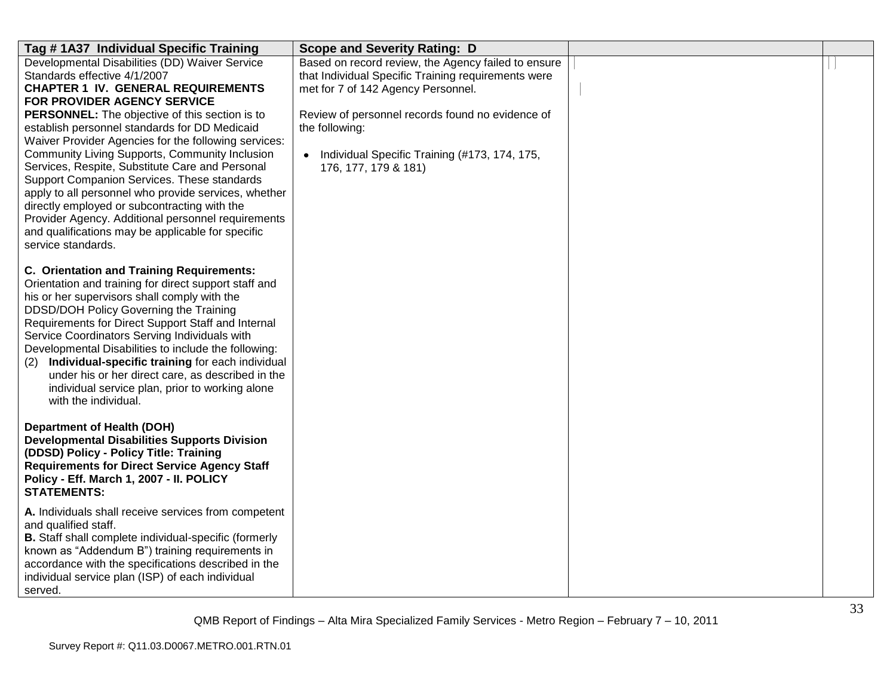| Tag # 1A37 Individual Specific Training | Scope and Severity Rating: D | | |
|---|---|---|---|
| Developmental Disabilities (DD) Waiver Service Standards effective 4/1/2007<br>**CHAPTER 1 IV. GENERAL REQUIREMENTS FOR PROVIDER AGENCY SERVICE PERSONNEL:** The objective of this section is to establish personnel standards for DD Medicaid Waiver Provider Agencies for the following services: Community Living Supports, Community Inclusion Services, Respite, Substitute Care and Personal Support Companion Services. These standards apply to all personnel who provide services, whether directly employed or subcontracting with the Provider Agency. Additional personnel requirements and qualifications may be applicable for specific service standards.<br><br>**C. Orientation and Training Requirements:** Orientation and training for direct support staff and his or her supervisors shall comply with the DDSD/DOH Policy Governing the Training Requirements for Direct Support Staff and Internal Service Coordinators Serving Individuals with Developmental Disabilities to include the following:<br>(2) **Individual-specific training** for each individual under his or her direct care, as described in the individual service plan, prior to working alone with the individual.<br><br>**Department of Health (DOH) Developmental Disabilities Supports Division (DDSD) Policy - Policy Title: Training Requirements for Direct Service Agency Staff Policy - Eff. March 1, 2007 - II. POLICY STATEMENTS:**<br><br>**A.** Individuals shall receive services from competent and qualified staff.<br>**B.** Staff shall complete individual-specific (formerly known as "Addendum B") training requirements in accordance with the specifications described in the individual service plan (ISP) of each individual served. | Based on record review, the Agency failed to ensure that Individual Specific Training requirements were met for 7 of 142 Agency Personnel.<br><br>Review of personnel records found no evidence of the following:<br><br>• Individual Specific Training (#173, 174, 175, 176, 177, 179 & 181) | | |

QMB Report of Findings – Alta Mira Specialized Family Services - Metro Region – February 7 – 10, 2011

Survey Report #: Q11.03.D0067.METRO.001.RTN.01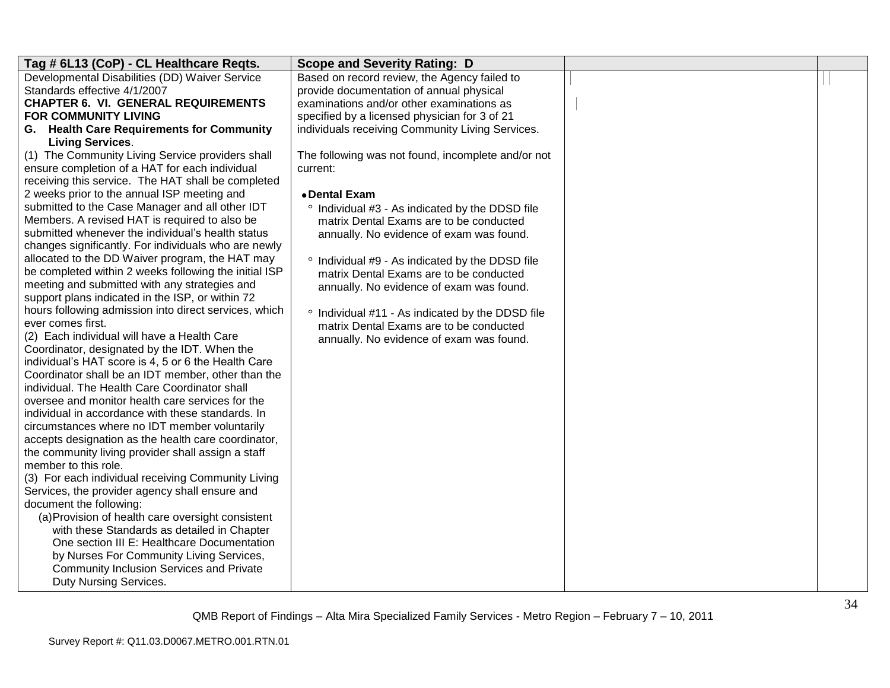| Tag # 6L13 (CoP) - CL Healthcare Reqts. | Scope and Severity Rating: D | | |
|---|---|---|---|
| Developmental Disabilities (DD) Waiver Service Standards effective 4/1/2007<br>**CHAPTER 6. VI. GENERAL REQUIREMENTS FOR COMMUNITY LIVING**<br>**G. Health Care Requirements for Community Living Services**.<br>(1) The Community Living Service providers shall ensure completion of a HAT for each individual receiving this service. The HAT shall be completed 2 weeks prior to the annual ISP meeting and submitted to the Case Manager and all other IDT Members. A revised HAT is required to also be submitted whenever the individual's health status changes significantly. For individuals who are newly allocated to the DD Waiver program, the HAT may be completed within 2 weeks following the initial ISP meeting and submitted with any strategies and support plans indicated in the ISP, or within 72 hours following admission into direct services, which ever comes first.<br>(2) Each individual will have a Health Care Coordinator, designated by the IDT. When the individual's HAT score is 4, 5 or 6 the Health Care Coordinator shall be an IDT member, other than the individual. The Health Care Coordinator shall oversee and monitor health care services for the individual in accordance with these standards. In circumstances where no IDT member voluntarily accepts designation as the health care coordinator, the community living provider shall assign a staff member to this role.<br>(3) For each individual receiving Community Living Services, the provider agency shall ensure and document the following:<br>(a) Provision of health care oversight consistent with these Standards as detailed in Chapter One section III E: Healthcare Documentation by Nurses For Community Living Services, Community Inclusion Services and Private Duty Nursing Services. | Based on record review, the Agency failed to provide documentation of annual physical examinations and/or other examinations as specified by a licensed physician for 3 of 21 individuals receiving Community Living Services.<br><br>The following was not found, incomplete and/or not current:<br><br>• **Dental Exam**<br>° Individual #3 - As indicated by the DDSD file matrix Dental Exams are to be conducted annually. No evidence of exam was found.<br><br>° Individual #9 - As indicated by the DDSD file matrix Dental Exams are to be conducted annually. No evidence of exam was found.<br><br>° Individual #11 - As indicated by the DDSD file matrix Dental Exams are to be conducted annually. No evidence of exam was found. | | |

QMB Report of Findings – Alta Mira Specialized Family Services - Metro Region – February 7 – 10, 2011

Survey Report #: Q11.03.D0067.METRO.001.RTN.01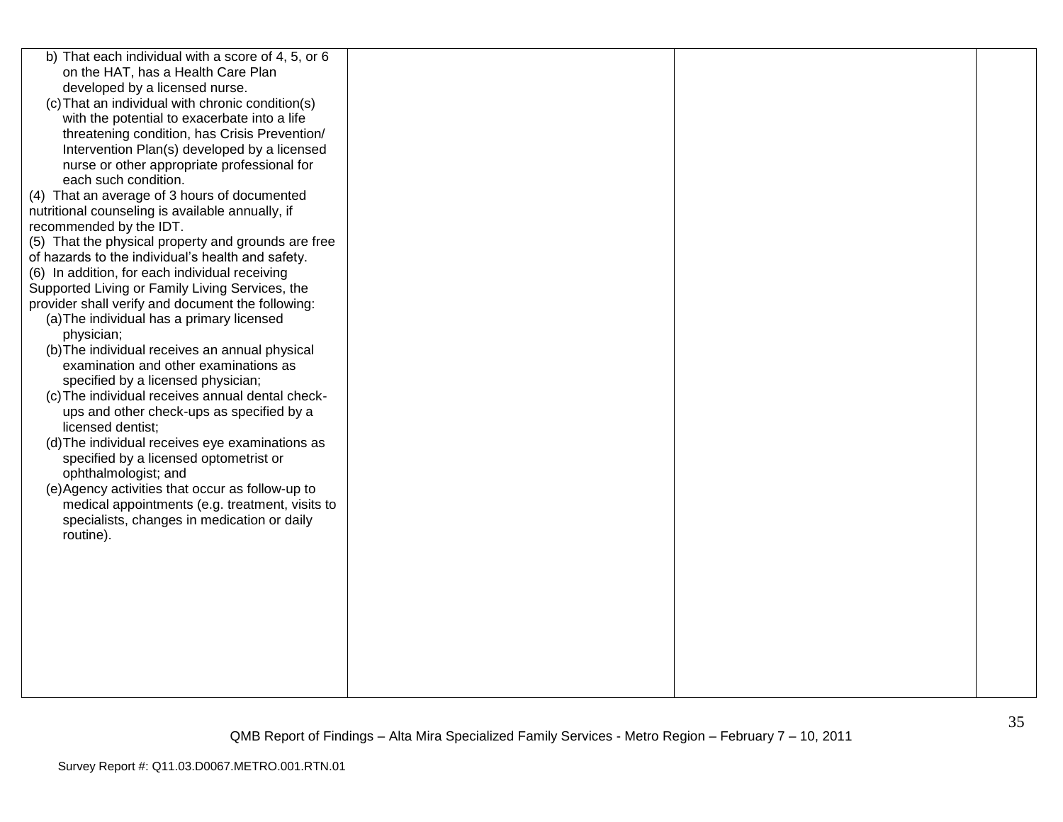| | | | |
|---|---|---|---|
| b) That each individual with a score of 4, 5, or 6 on the HAT, has a Health Care Plan developed by a licensed nurse.<br>(c) That an individual with chronic condition(s) with the potential to exacerbate into a life threatening condition, has Crisis Prevention/ Intervention Plan(s) developed by a licensed nurse or other appropriate professional for each such condition.<br>(4) That an average of 3 hours of documented nutritional counseling is available annually, if recommended by the IDT.<br>(5) That the physical property and grounds are free of hazards to the individual's health and safety.<br>(6) In addition, for each individual receiving Supported Living or Family Living Services, the provider shall verify and document the following:<br>(a) The individual has a primary licensed physician;<br>(b) The individual receives an annual physical examination and other examinations as specified by a licensed physician;<br>(c) The individual receives annual dental check-ups and other check-ups as specified by a licensed dentist;<br>(d) The individual receives eye examinations as specified by a licensed optometrist or ophthalmologist; and<br>(e) Agency activities that occur as follow-up to medical appointments (e.g. treatment, visits to specialists, changes in medication or daily routine). | | | |

QMB Report of Findings – Alta Mira Specialized Family Services - Metro Region – February 7 – 10, 2011

Survey Report #: Q11.03.D0067.METRO.001.RTN.01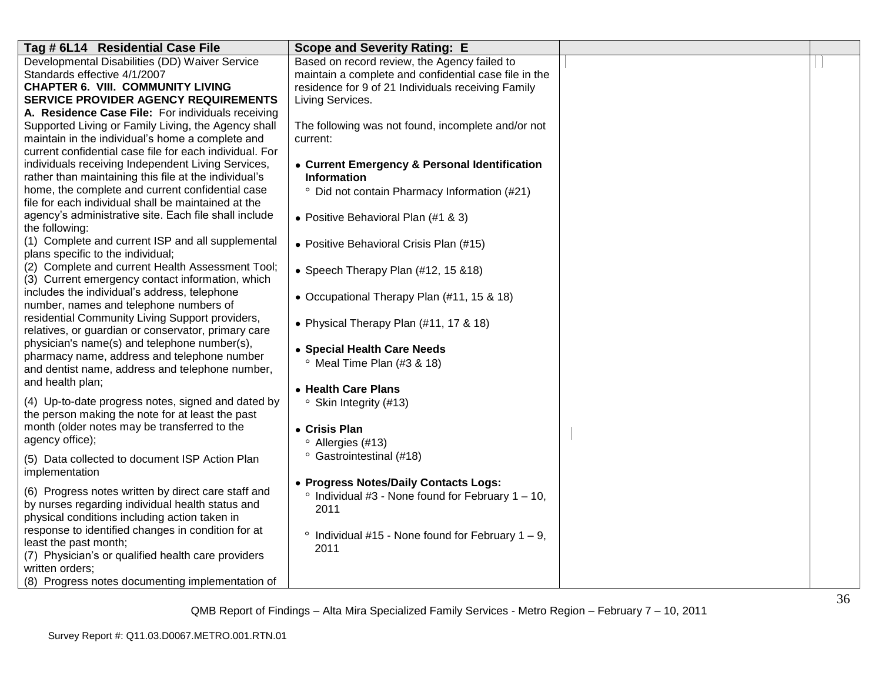| Tag # 6L14 Residential Case File | Scope and Severity Rating: E | | |
|---|---|---|---|
| Developmental Disabilities (DD) Waiver Service Standards effective 4/1/2007<br>**CHAPTER 6. VIII. COMMUNITY LIVING SERVICE PROVIDER AGENCY REQUIREMENTS**<br>**A. Residence Case File:** For individuals receiving Supported Living or Family Living, the Agency shall maintain in the individual's home a complete and current confidential case file for each individual. For individuals receiving Independent Living Services, rather than maintaining this file at the individual's home, the complete and current confidential case file for each individual shall be maintained at the agency's administrative site. Each file shall include the following:<br>(1) Complete and current ISP and all supplemental plans specific to the individual;<br>(2) Complete and current Health Assessment Tool;<br>(3) Current emergency contact information, which includes the individual's address, telephone number, names and telephone numbers of residential Community Living Support providers, relatives, or guardian or conservator, primary care physician's name(s) and telephone number(s), pharmacy name, address and telephone number and dentist name, address and telephone number, and health plan;<br><br>(4) Up-to-date progress notes, signed and dated by the person making the note for at least the past month (older notes may be transferred to the agency office);<br><br>(5) Data collected to document ISP Action Plan implementation<br><br>(6) Progress notes written by direct care staff and by nurses regarding individual health status and physical conditions including action taken in response to identified changes in condition for at least the past month;<br>(7) Physician's or qualified health care providers written orders;<br>(8) Progress notes documenting implementation of | Based on record review, the Agency failed to maintain a complete and confidential case file in the residence for 9 of 21 Individuals receiving Family Living Services.<br><br>The following was not found, incomplete and/or not current:<br><br>• **Current Emergency & Personal Identification Information**<br>  ◦ Did not contain Pharmacy Information (#21)<br><br>• Positive Behavioral Plan (#1 & 3)<br><br>• Positive Behavioral Crisis Plan (#15)<br><br>• Speech Therapy Plan (#12, 15 &18)<br><br>• Occupational Therapy Plan (#11, 15 & 18)<br><br>• Physical Therapy Plan (#11, 17 & 18)<br><br>• **Special Health Care Needs**<br>  ◦ Meal Time Plan (#3 & 18)<br><br>• **Health Care Plans**<br>  ◦ Skin Integrity (#13)<br><br>• **Crisis Plan**<br>  ◦ Allergies (#13)<br>  ◦ Gastrointestinal (#18)<br><br>• **Progress Notes/Daily Contacts Logs:**<br>  ◦ Individual #3 - None found for February 1 – 10, 2011<br><br>  ◦ Individual #15 - None found for February 1 – 9, 2011 | | |

QMB Report of Findings – Alta Mira Specialized Family Services - Metro Region – February 7 – 10, 2011

Survey Report #: Q11.03.D0067.METRO.001.RTN.01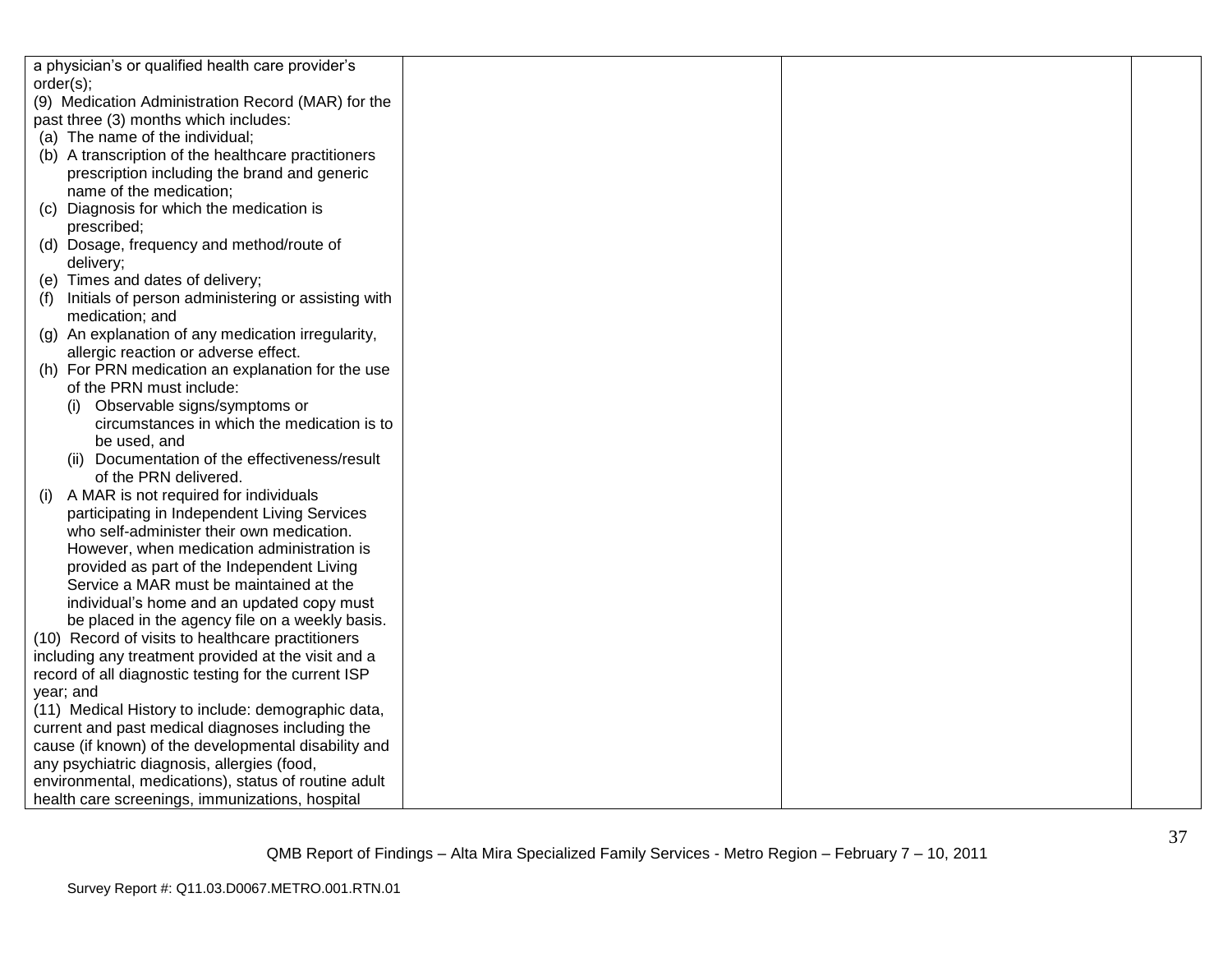| | | | |
|---|---|---|---|
| a physician's or qualified health care provider's order(s);<br>(9) Medication Administration Record (MAR) for the past three (3) months which includes:<br>(a) The name of the individual;<br>(b) A transcription of the healthcare practitioners prescription including the brand and generic name of the medication;<br>(c) Diagnosis for which the medication is prescribed;<br>(d) Dosage, frequency and method/route of delivery;<br>(e) Times and dates of delivery;<br>(f) Initials of person administering or assisting with medication; and<br>(g) An explanation of any medication irregularity, allergic reaction or adverse effect.<br>(h) For PRN medication an explanation for the use of the PRN must include:<br>(i) Observable signs/symptoms or circumstances in which the medication is to be used, and<br>(ii) Documentation of the effectiveness/result of the PRN delivered.<br>(i) A MAR is not required for individuals participating in Independent Living Services who self-administer their own medication. However, when medication administration is provided as part of the Independent Living Service a MAR must be maintained at the individual's home and an updated copy must be placed in the agency file on a weekly basis.<br>(10) Record of visits to healthcare practitioners including any treatment provided at the visit and a record of all diagnostic testing for the current ISP year; and<br>(11) Medical History to include: demographic data, current and past medical diagnoses including the cause (if known) of the developmental disability and any psychiatric diagnosis, allergies (food, environmental, medications), status of routine adult health care screenings, immunizations, hospital | | | |

QMB Report of Findings – Alta Mira Specialized Family Services - Metro Region – February 7 – 10, 2011

Survey Report #: Q11.03.D0067.METRO.001.RTN.01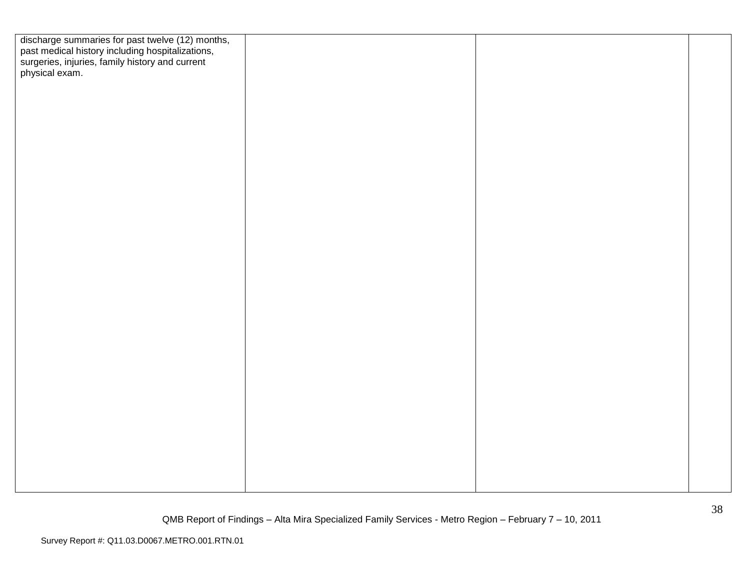| | | | |
|---|---|---|---|
| discharge summaries for past twelve (12) months, past medical history including hospitalizations, surgeries, injuries, family history and current physical exam. | | | |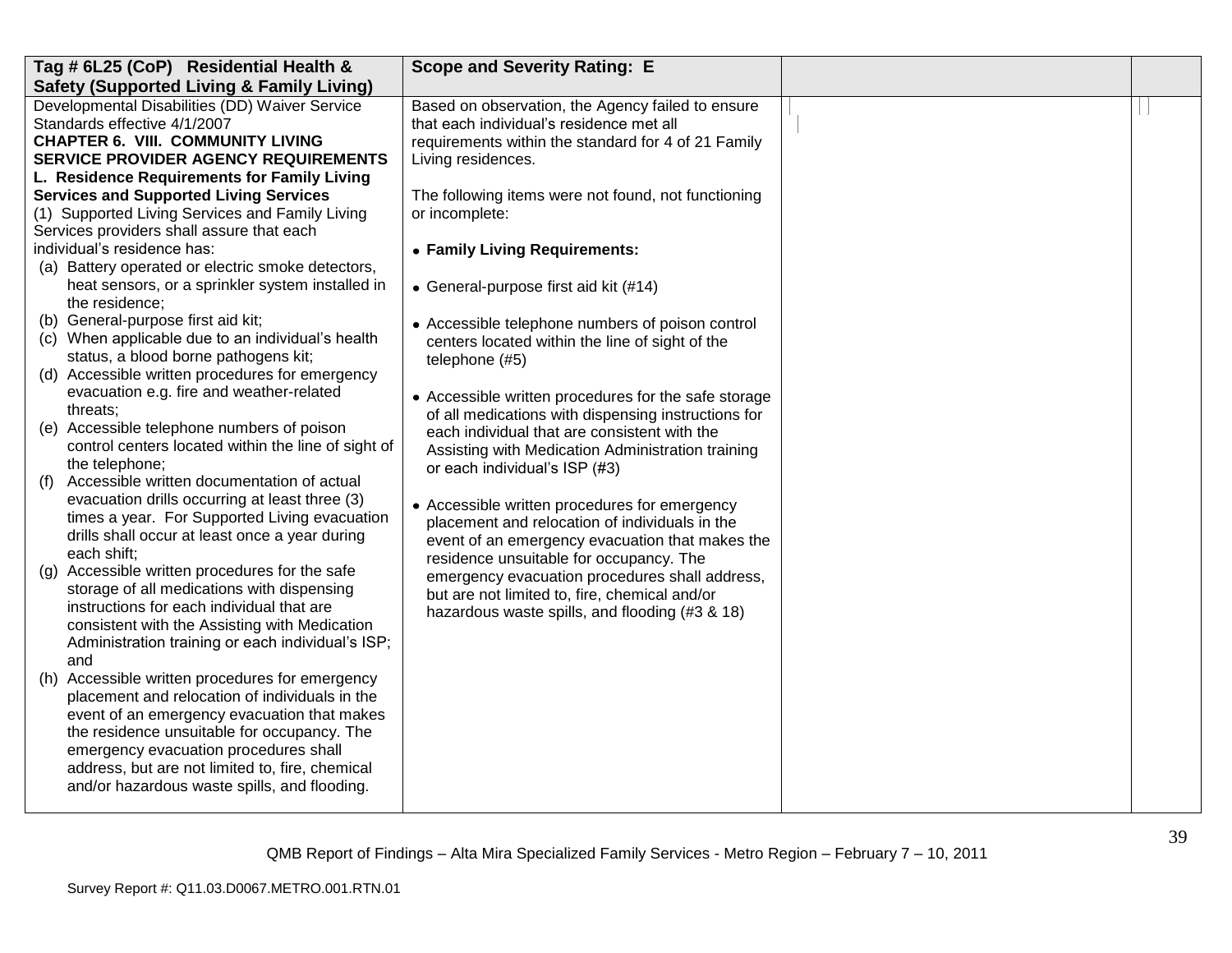| Tag # 6L25 (CoP) Residential Health & Safety (Supported Living & Family Living) | Scope and Severity Rating: E | | |
|---|---|---|---|
| Developmental Disabilities (DD) Waiver Service Standards effective 4/1/2007<br>**CHAPTER 6. VIII. COMMUNITY LIVING SERVICE PROVIDER AGENCY REQUIREMENTS**<br>**L. Residence Requirements for Family Living Services and Supported Living Services**<br>(1) Supported Living Services and Family Living Services providers shall assure that each individual's residence has:<br>(a) Battery operated or electric smoke detectors, heat sensors, or a sprinkler system installed in the residence;<br>(b) General-purpose first aid kit;<br>(c) When applicable due to an individual's health status, a blood borne pathogens kit;<br>(d) Accessible written procedures for emergency evacuation e.g. fire and weather-related threats;<br>(e) Accessible telephone numbers of poison control centers located within the line of sight of the telephone;<br>(f) Accessible written documentation of actual evacuation drills occurring at least three (3) times a year. For Supported Living evacuation drills shall occur at least once a year during each shift;<br>(g) Accessible written procedures for the safe storage of all medications with dispensing instructions for each individual that are consistent with the Assisting with Medication Administration training or each individual's ISP; and<br>(h) Accessible written procedures for emergency placement and relocation of individuals in the event of an emergency evacuation that makes the residence unsuitable for occupancy. The emergency evacuation procedures shall address, but are not limited to, fire, chemical and/or hazardous waste spills, and flooding. | Based on observation, the Agency failed to ensure that each individual's residence met all requirements within the standard for 4 of 21 Family Living residences.<br><br>The following items were not found, not functioning or incomplete:<br><br>• **Family Living Requirements:**<br><br>• General-purpose first aid kit (#14)<br><br>• Accessible telephone numbers of poison control centers located within the line of sight of the telephone (#5)<br><br>• Accessible written procedures for the safe storage of all medications with dispensing instructions for each individual that are consistent with the Assisting with Medication Administration training or each individual's ISP (#3)<br><br>• Accessible written procedures for emergency placement and relocation of individuals in the event of an emergency evacuation that makes the residence unsuitable for occupancy. The emergency evacuation procedures shall address, but are not limited to, fire, chemical and/or hazardous waste spills, and flooding (#3 & 18) | | |

QMB Report of Findings – Alta Mira Specialized Family Services - Metro Region – February 7 – 10, 2011

Survey Report #: Q11.03.D0067.METRO.001.RTN.01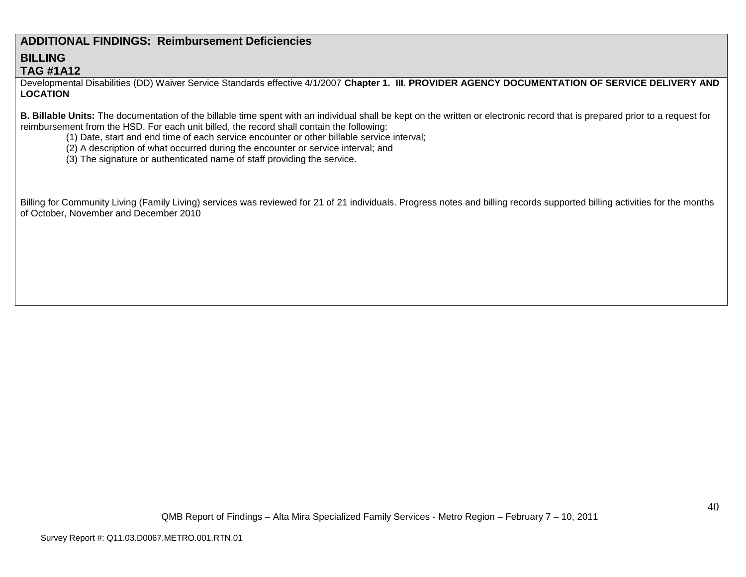## ADDITIONAL FINDINGS: Reimbursement Deficiencies

### BILLING
### TAG #1A12

Developmental Disabilities (DD) Waiver Service Standards effective 4/1/2007 **Chapter 1. III. PROVIDER AGENCY DOCUMENTATION OF SERVICE DELIVERY AND LOCATION**

**B. Billable Units:** The documentation of the billable time spent with an individual shall be kept on the written or electronic record that is prepared prior to a request for reimbursement from the HSD. For each unit billed, the record shall contain the following:

(1) Date, start and end time of each service encounter or other billable service interval;
(2) A description of what occurred during the encounter or service interval; and
(3) The signature or authenticated name of staff providing the service.

Billing for Community Living (Family Living) services was reviewed for 21 of 21 individuals. Progress notes and billing records supported billing activities for the months of October, November and December 2010

QMB Report of Findings – Alta Mira Specialized Family Services - Metro Region – February 7 – 10, 2011

Survey Report #: Q11.03.D0067.METRO.001.RTN.01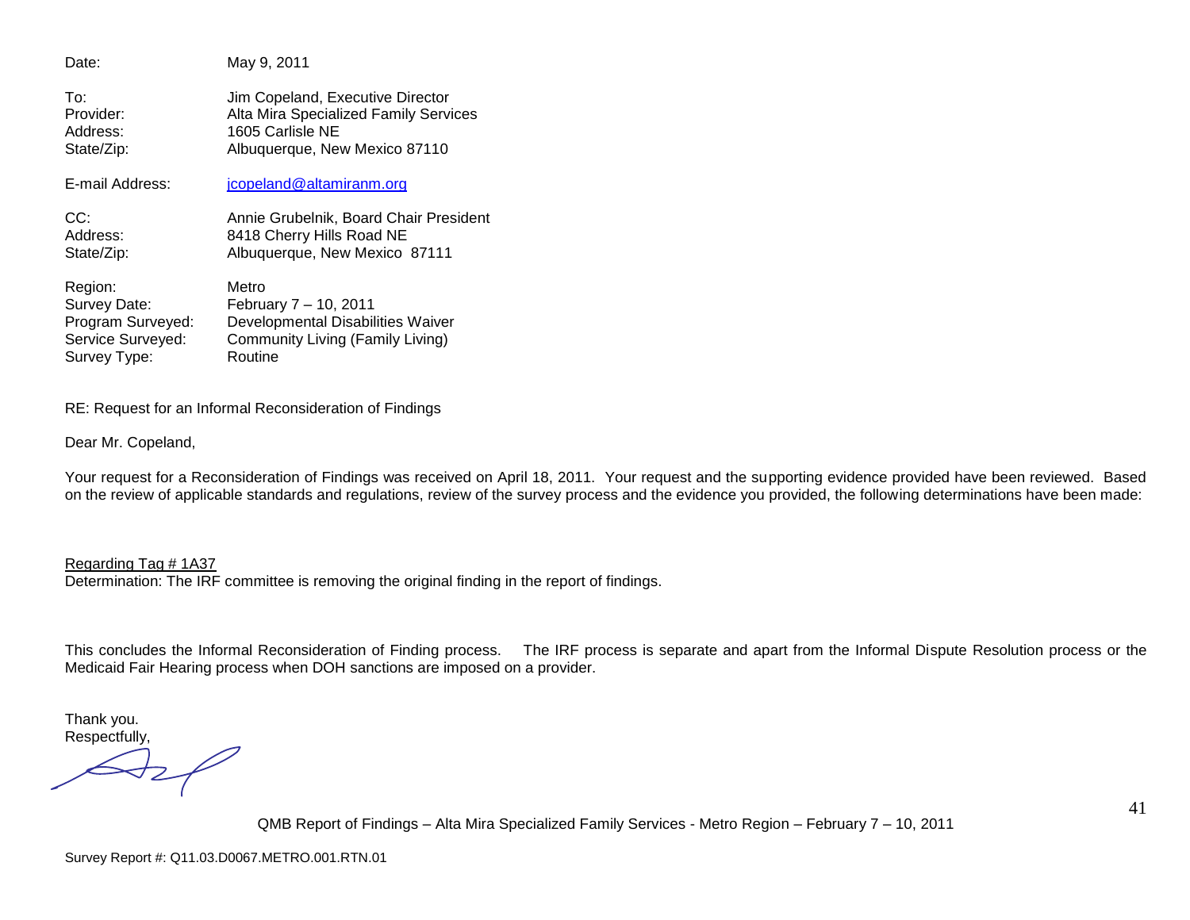Date: May 9, 2011

To: Jim Copeland, Executive Director
Provider: Alta Mira Specialized Family Services
Address: 1605 Carlisle NE
State/Zip: Albuquerque, New Mexico 87110

E-mail Address: jcopeland@altamiranm.org

CC: Annie Grubelnik, Board Chair President
Address: 8418 Cherry Hills Road NE
State/Zip: Albuquerque, New Mexico 87111

Region: Metro
Survey Date: February 7 – 10, 2011
Program Surveyed: Developmental Disabilities Waiver
Service Surveyed: Community Living (Family Living)
Survey Type: Routine

RE: Request for an Informal Reconsideration of Findings

Dear Mr. Copeland,

Your request for a Reconsideration of Findings was received on April 18, 2011. Your request and the supporting evidence provided have been reviewed. Based on the review of applicable standards and regulations, review of the survey process and the evidence you provided, the following determinations have been made:

Regarding Tag # 1A37
Determination: The IRF committee is removing the original finding in the report of findings.

This concludes the Informal Reconsideration of Finding process. The IRF process is separate and apart from the Informal Dispute Resolution process or the Medicaid Fair Hearing process when DOH sanctions are imposed on a provider.

Thank you.
Respectfully,

QMB Report of Findings – Alta Mira Specialized Family Services - Metro Region – February 7 – 10, 2011

Survey Report #: Q11.03.D0067.METRO.001.RTN.01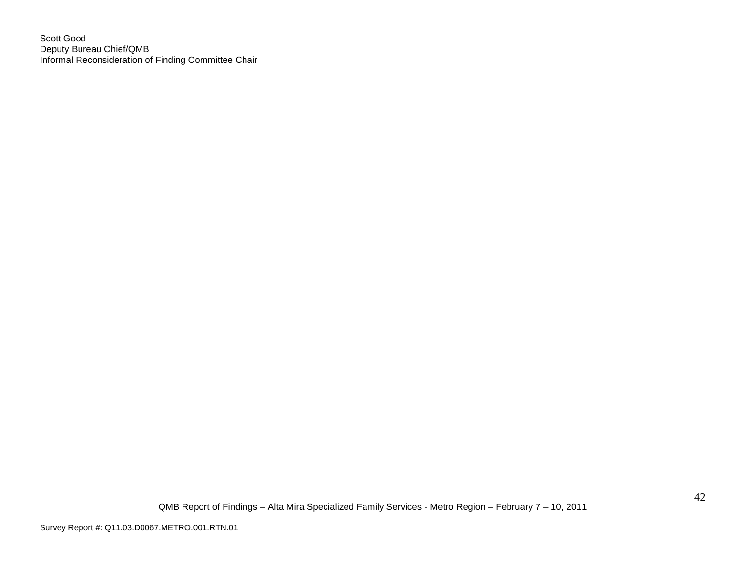Scott Good
Deputy Bureau Chief/QMB
Informal Reconsideration of Finding Committee Chair